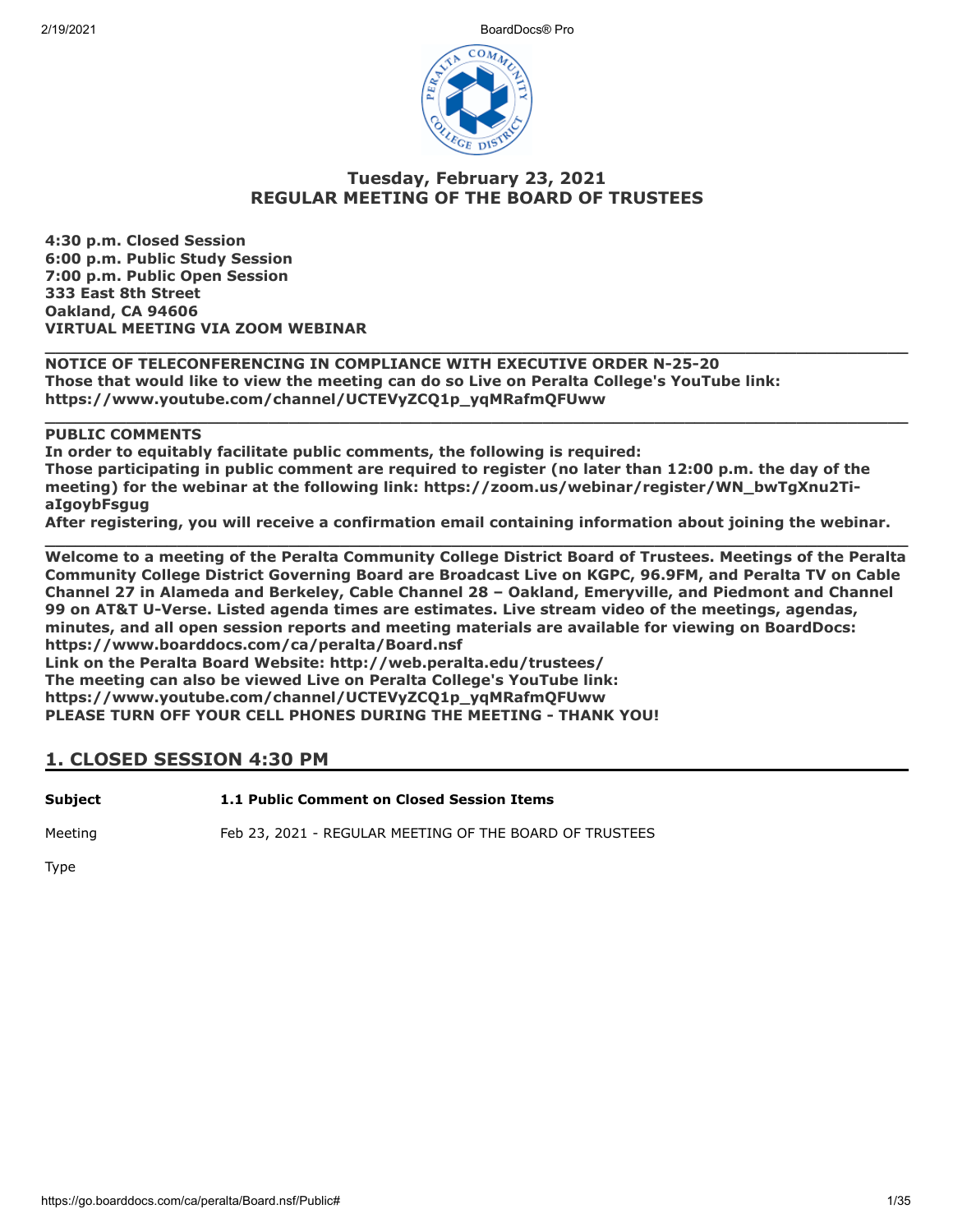# Tuesday, February 23, 2021
# REGULAR MEETING OF THE BOARD OF TRUSTEES

**4:30 p.m. Closed Session**
**6:00 p.m. Public Study Session**
**7:00 p.m. Public Open Session**
**333 East 8th Street**
**Oakland, CA 94606**
**VIRTUAL MEETING VIA ZOOM WEBINAR**

---

**NOTICE OF TELECONFERENCING IN COMPLIANCE WITH EXECUTIVE ORDER N-25-20**
**Those that would like to view the meeting can do so Live on Peralta College's YouTube link: https://www.youtube.com/channel/UCTEVyZCQ1p_yqMRafmQFUww**

---

**PUBLIC COMMENTS**
**In order to equitably facilitate public comments, the following is required:**
**Those participating in public comment are required to register (no later than 12:00 p.m. the day of the meeting) for the webinar at the following link: https://zoom.us/webinar/register/WN_bwTgXnu2Ti-aIgoybFsgug**
**After registering, you will receive a confirmation email containing information about joining the webinar.**

---

**Welcome to a meeting of the Peralta Community College District Board of Trustees. Meetings of the Peralta Community College District Governing Board are Broadcast Live on KGPC, 96.9FM, and Peralta TV on Cable Channel 27 in Alameda and Berkeley, Cable Channel 28 – Oakland, Emeryville, and Piedmont and Channel 99 on AT&T U-Verse. Listed agenda times are estimates. Live stream video of the meetings, agendas, minutes, and all open session reports and meeting materials are available for viewing on BoardDocs: https://www.boarddocs.com/ca/peralta/Board.nsf**
**Link on the Peralta Board Website: http://web.peralta.edu/trustees/**
**The meeting can also be viewed Live on Peralta College's YouTube link: https://www.youtube.com/channel/UCTEVyZCQ1p_yqMRafmQFUww**
**PLEASE TURN OFF YOUR CELL PHONES DURING THE MEETING - THANK YOU!**

## 1. CLOSED SESSION 4:30 PM

**Subject** **1.1 Public Comment on Closed Session Items**

Meeting Feb 23, 2021 - REGULAR MEETING OF THE BOARD OF TRUSTEES

Type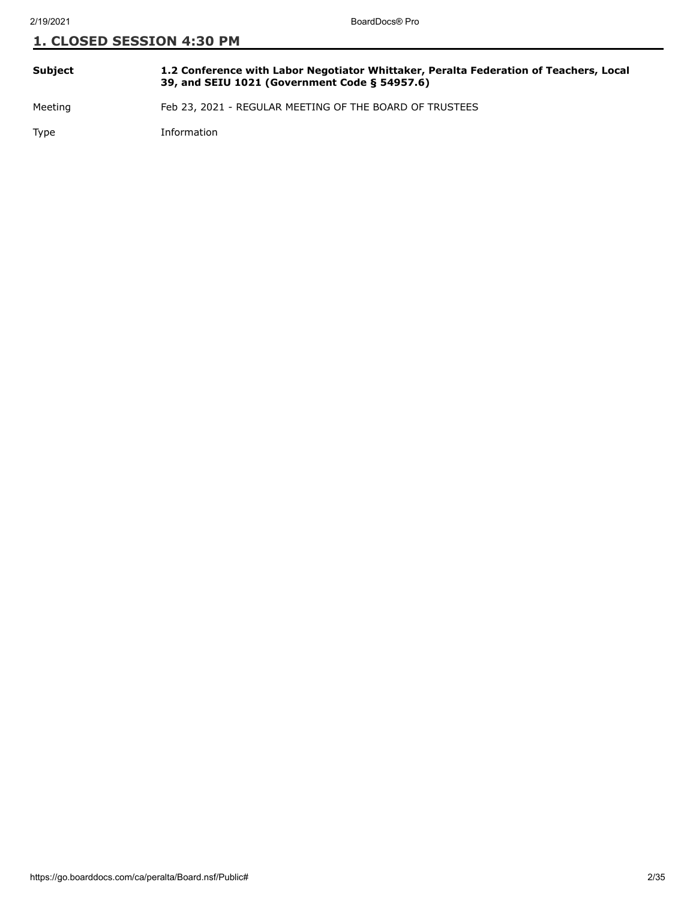## 1. CLOSED SESSION 4:30 PM

| | |
|---|---|
| **Subject** | **1.2 Conference with Labor Negotiator Whittaker, Peralta Federation of Teachers, Local 39, and SEIU 1021 (Government Code § 54957.6)** |
| Meeting | Feb 23, 2021 - REGULAR MEETING OF THE BOARD OF TRUSTEES |
| Type | Information |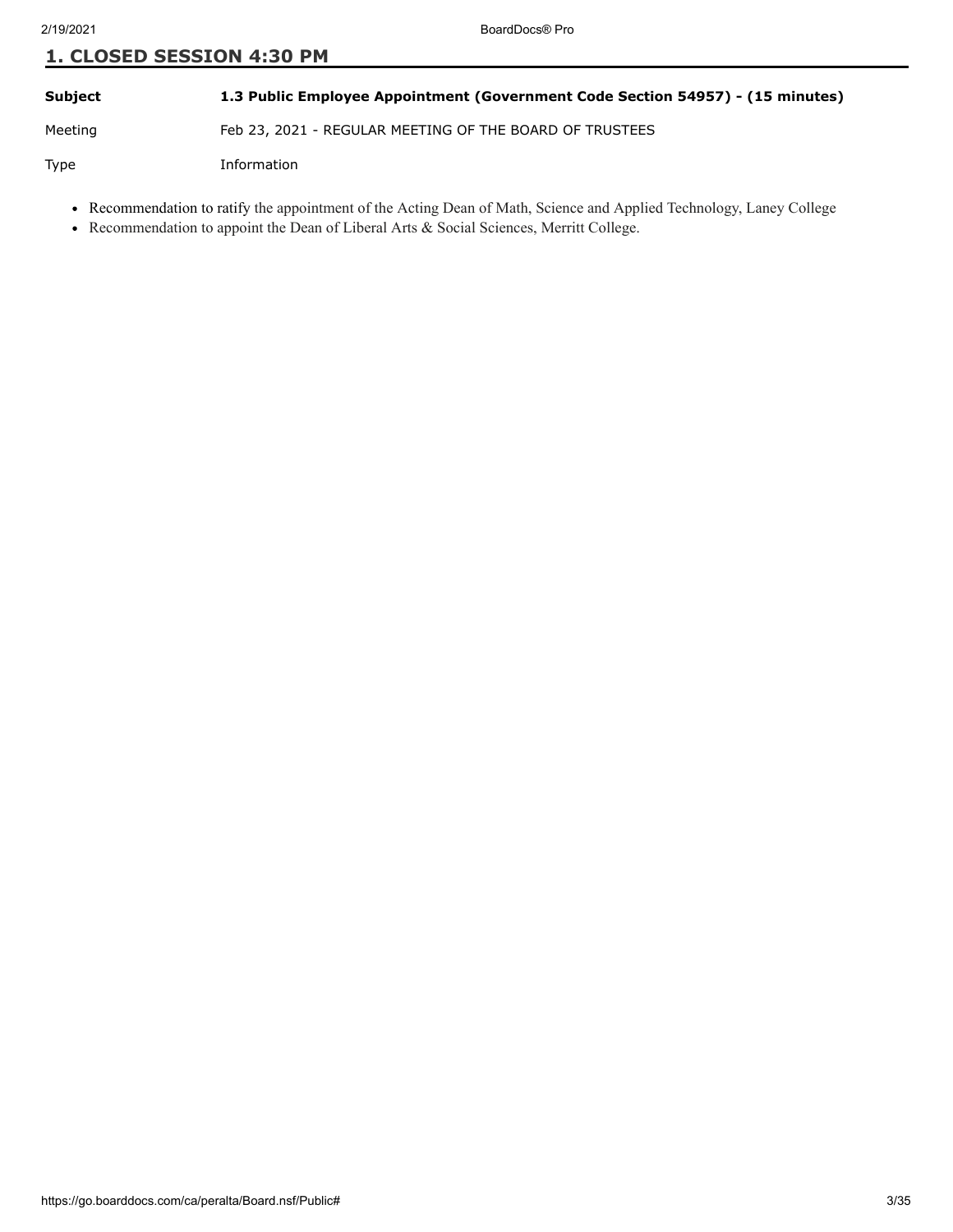## 1. CLOSED SESSION 4:30 PM

| | |
|---|---|
| **Subject** | **1.3 Public Employee Appointment (Government Code Section 54957) - (15 minutes)** |
| Meeting | Feb 23, 2021 - REGULAR MEETING OF THE BOARD OF TRUSTEES |
| Type | Information |

- Recommendation to ratify the appointment of the Acting Dean of Math, Science and Applied Technology, Laney College
- Recommendation to appoint the Dean of Liberal Arts & Social Sciences, Merritt College.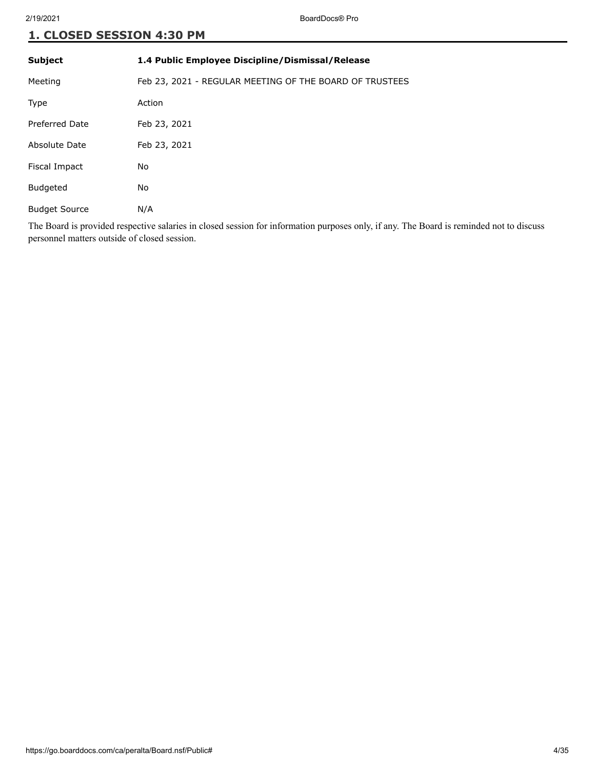## 1. CLOSED SESSION 4:30 PM

| Subject | 1.4 Public Employee Discipline/Dismissal/Release |
| --- | --- |
| Meeting | Feb 23, 2021 - REGULAR MEETING OF THE BOARD OF TRUSTEES |
| Type | Action |
| Preferred Date | Feb 23, 2021 |
| Absolute Date | Feb 23, 2021 |
| Fiscal Impact | No |
| Budgeted | No |
| Budget Source | N/A |

The Board is provided respective salaries in closed session for information purposes only, if any. The Board is reminded not to discuss personnel matters outside of closed session.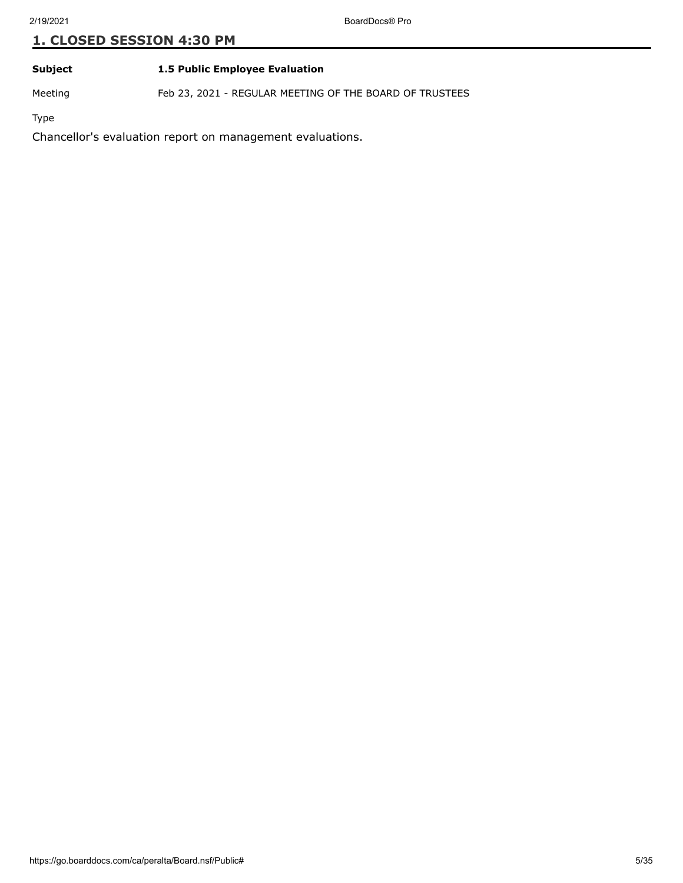## 1. CLOSED SESSION 4:30 PM

| | |
|---|---|
| **Subject** | **1.5 Public Employee Evaluation** |
| Meeting | Feb 23, 2021 - REGULAR MEETING OF THE BOARD OF TRUSTEES |
| Type | |

Chancellor's evaluation report on management evaluations.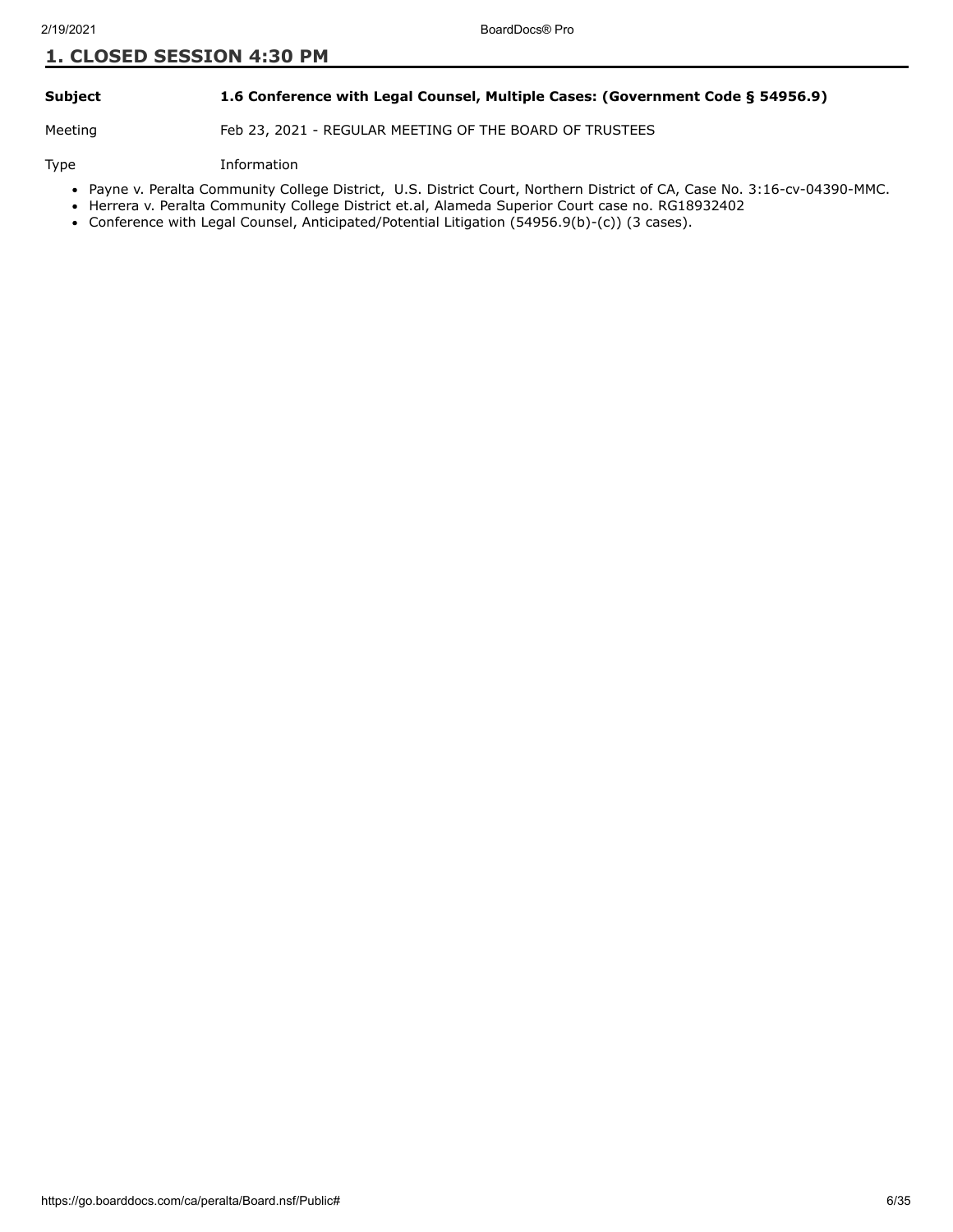## 1. CLOSED SESSION 4:30 PM

| | |
|---|---|
| **Subject** | **1.6 Conference with Legal Counsel, Multiple Cases: (Government Code § 54956.9)** |
| Meeting | Feb 23, 2021 - REGULAR MEETING OF THE BOARD OF TRUSTEES |
| Type | Information |

- Payne v. Peralta Community College District, U.S. District Court, Northern District of CA, Case No. 3:16-cv-04390-MMC.
- Herrera v. Peralta Community College District et.al, Alameda Superior Court case no. RG18932402
- Conference with Legal Counsel, Anticipated/Potential Litigation (54956.9(b)-(c)) (3 cases).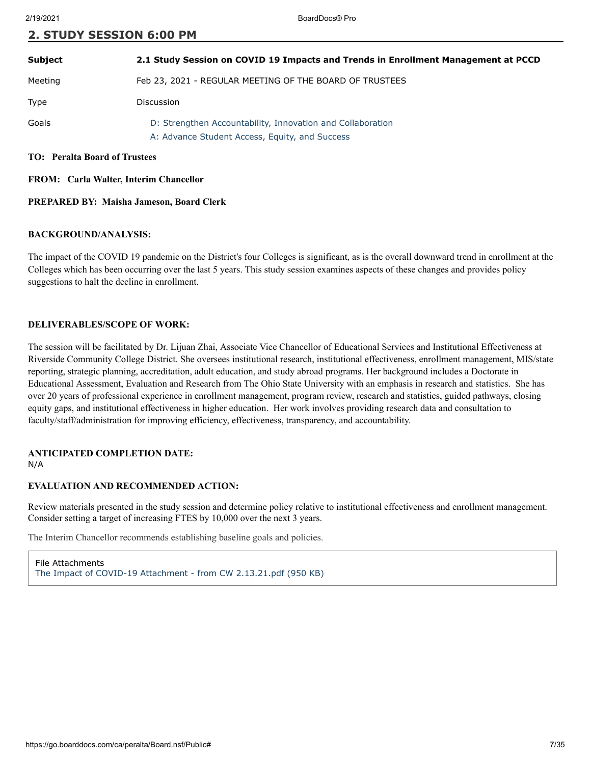## 2. STUDY SESSION 6:00 PM

| | |
|---|---|
| **Subject** | **2.1 Study Session on COVID 19 Impacts and Trends in Enrollment Management at PCCD** |
| Meeting | Feb 23, 2021 - REGULAR MEETING OF THE BOARD OF TRUSTEES |
| Type | Discussion |
| Goals | D: Strengthen Accountability, Innovation and Collaboration<br>A: Advance Student Access, Equity, and Success |

**TO: Peralta Board of Trustees**

**FROM: Carla Walter, Interim Chancellor**

**PREPARED BY: Maisha Jameson, Board Clerk**

**BACKGROUND/ANALYSIS:**

The impact of the COVID 19 pandemic on the District's four Colleges is significant, as is the overall downward trend in enrollment at the Colleges which has been occurring over the last 5 years. This study session examines aspects of these changes and provides policy suggestions to halt the decline in enrollment.

**DELIVERABLES/SCOPE OF WORK:**

The session will be facilitated by Dr. Lijuan Zhai, Associate Vice Chancellor of Educational Services and Institutional Effectiveness at Riverside Community College District. She oversees institutional research, institutional effectiveness, enrollment management, MIS/state reporting, strategic planning, accreditation, adult education, and study abroad programs. Her background includes a Doctorate in Educational Assessment, Evaluation and Research from The Ohio State University with an emphasis in research and statistics. She has over 20 years of professional experience in enrollment management, program review, research and statistics, guided pathways, closing equity gaps, and institutional effectiveness in higher education. Her work involves providing research data and consultation to faculty/staff/administration for improving efficiency, effectiveness, transparency, and accountability.

**ANTICIPATED COMPLETION DATE:**
N/A

**EVALUATION AND RECOMMENDED ACTION:**

Review materials presented in the study session and determine policy relative to institutional effectiveness and enrollment management. Consider setting a target of increasing FTES by 10,000 over the next 3 years.

The Interim Chancellor recommends establishing baseline goals and policies.

File Attachments
The Impact of COVID-19 Attachment - from CW 2.13.21.pdf (950 KB)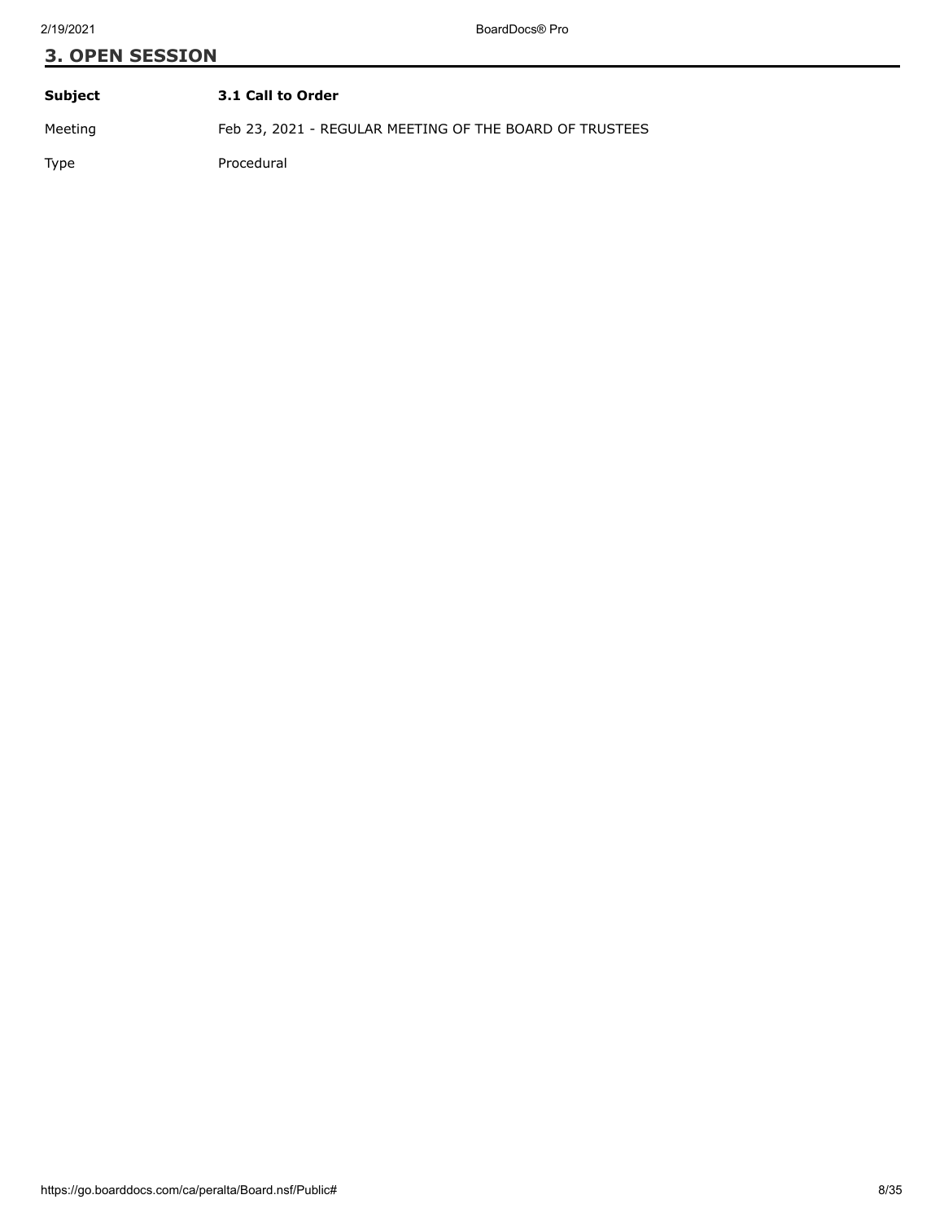## 3. OPEN SESSION

| **Subject** | **3.1 Call to Order** |
|---|---|
| Meeting | Feb 23, 2021 - REGULAR MEETING OF THE BOARD OF TRUSTEES |
| Type | Procedural |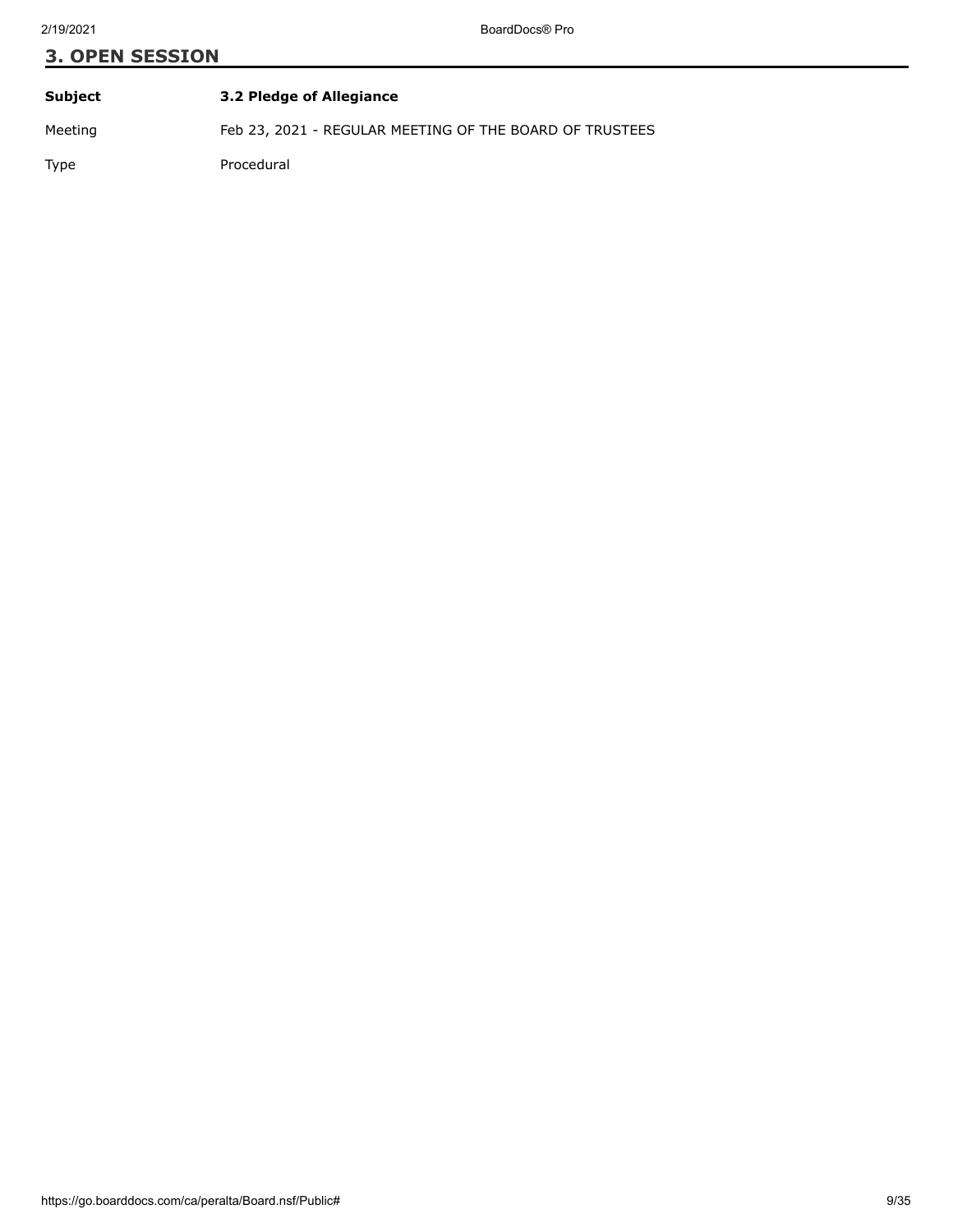## 3. OPEN SESSION

| | |
|---|---|
| **Subject** | **3.2 Pledge of Allegiance** |
| Meeting | Feb 23, 2021 - REGULAR MEETING OF THE BOARD OF TRUSTEES |
| Type | Procedural |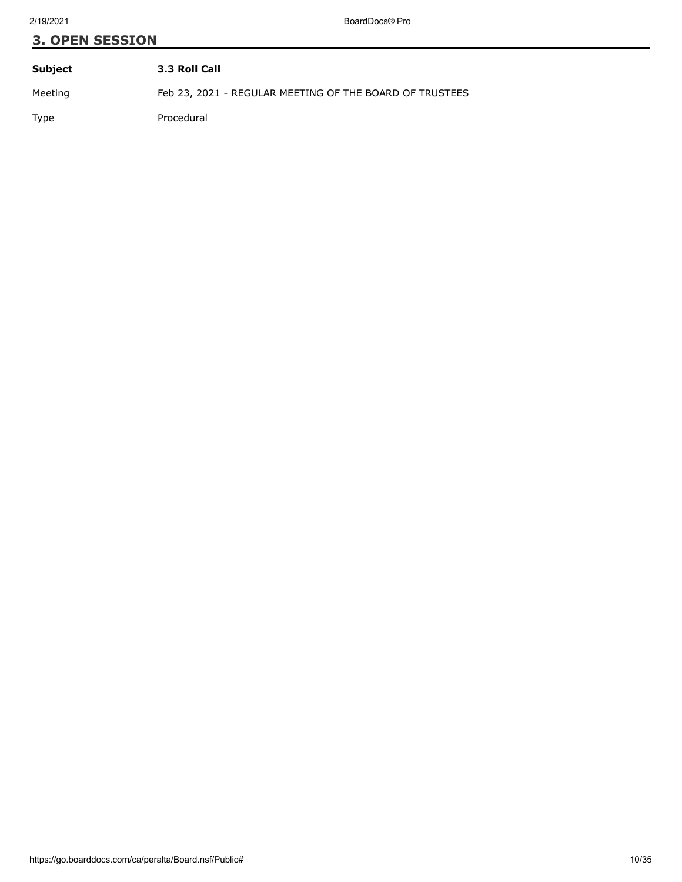## 3. OPEN SESSION

| **Subject** | **3.3 Roll Call** |
| --- | --- |
| Meeting | Feb 23, 2021 - REGULAR MEETING OF THE BOARD OF TRUSTEES |
| Type | Procedural |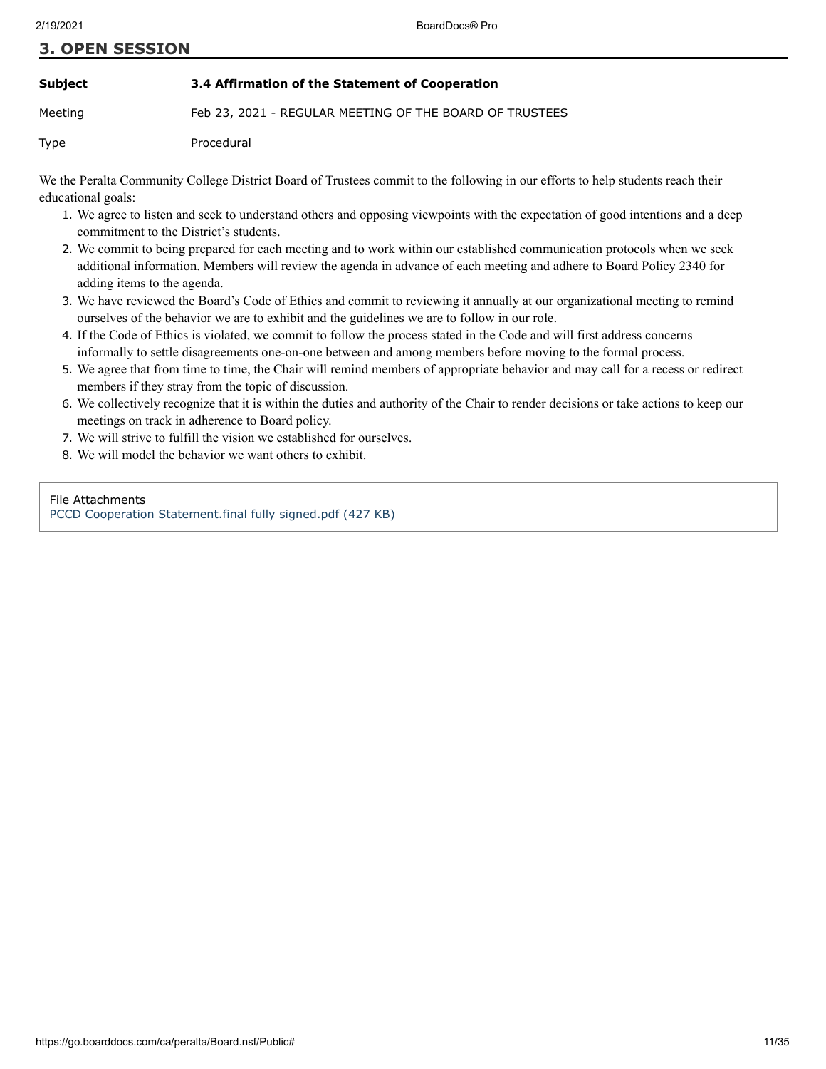## 3. OPEN SESSION

| | |
|---|---|
| **Subject** | **3.4 Affirmation of the Statement of Cooperation** |
| Meeting | Feb 23, 2021 - REGULAR MEETING OF THE BOARD OF TRUSTEES |
| Type | Procedural |

We the Peralta Community College District Board of Trustees commit to the following in our efforts to help students reach their educational goals:

1. We agree to listen and seek to understand others and opposing viewpoints with the expectation of good intentions and a deep commitment to the District's students.
2. We commit to being prepared for each meeting and to work within our established communication protocols when we seek additional information. Members will review the agenda in advance of each meeting and adhere to Board Policy 2340 for adding items to the agenda.
3. We have reviewed the Board's Code of Ethics and commit to reviewing it annually at our organizational meeting to remind ourselves of the behavior we are to exhibit and the guidelines we are to follow in our role.
4. If the Code of Ethics is violated, we commit to follow the process stated in the Code and will first address concerns informally to settle disagreements one-on-one between and among members before moving to the formal process.
5. We agree that from time to time, the Chair will remind members of appropriate behavior and may call for a recess or redirect members if they stray from the topic of discussion.
6. We collectively recognize that it is within the duties and authority of the Chair to render decisions or take actions to keep our meetings on track in adherence to Board policy.
7. We will strive to fulfill the vision we established for ourselves.
8. We will model the behavior we want others to exhibit.

File Attachments
PCCD Cooperation Statement.final fully signed.pdf (427 KB)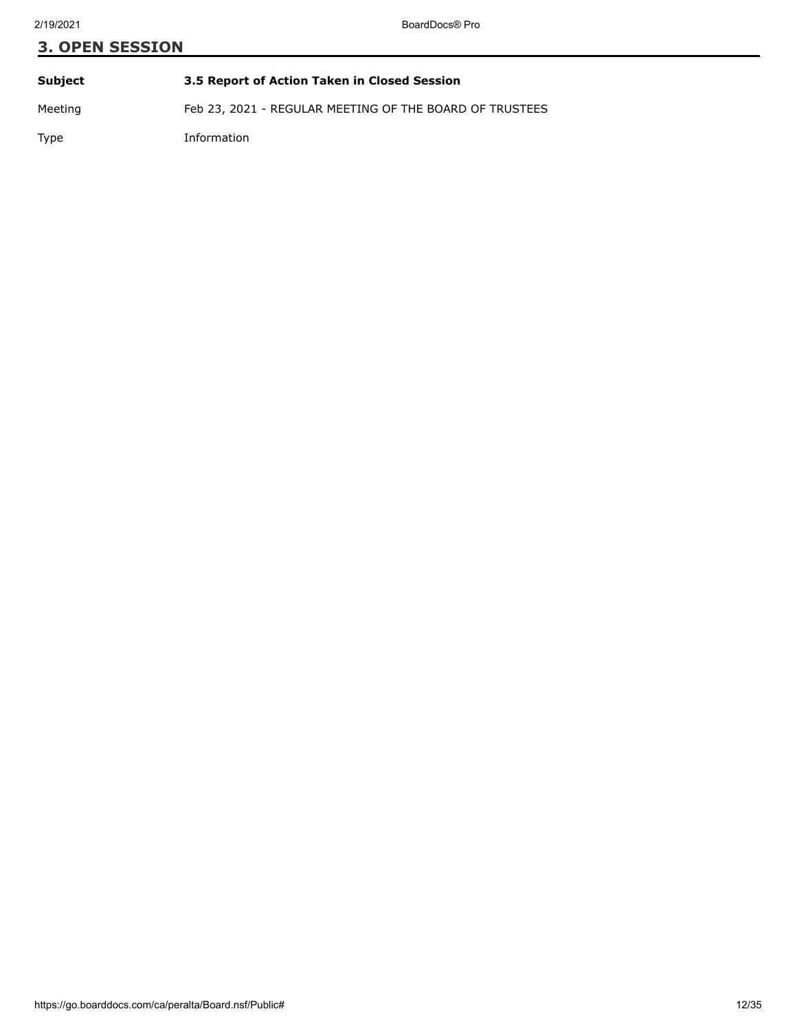## 3. OPEN SESSION

| | |
|---|---|
| **Subject** | **3.5 Report of Action Taken in Closed Session** |
| Meeting | Feb 23, 2021 - REGULAR MEETING OF THE BOARD OF TRUSTEES |
| Type | Information |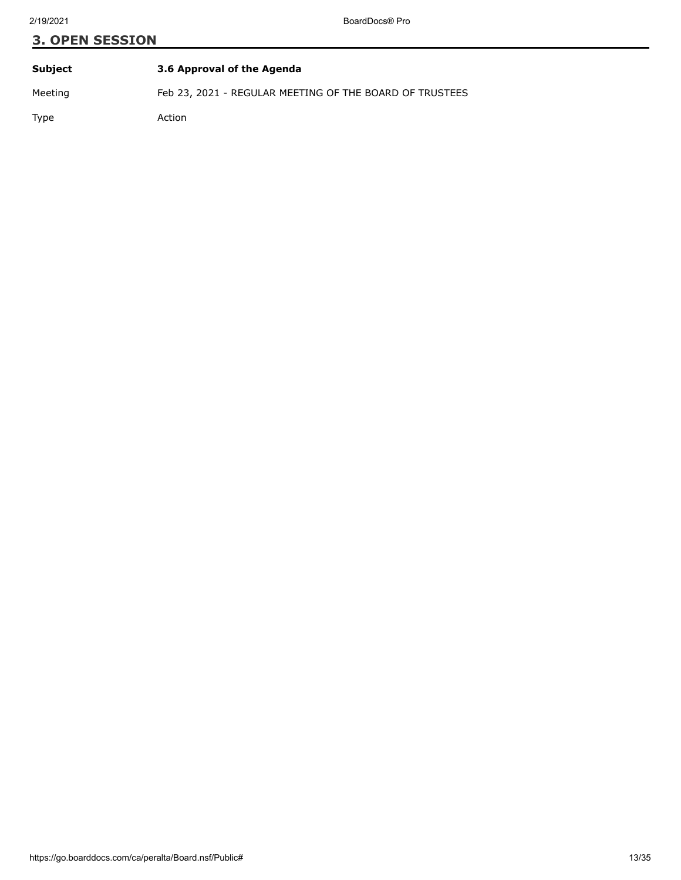## 3. OPEN SESSION

| | |
|---|---|
| **Subject** | **3.6 Approval of the Agenda** |
| Meeting | Feb 23, 2021 - REGULAR MEETING OF THE BOARD OF TRUSTEES |
| Type | Action |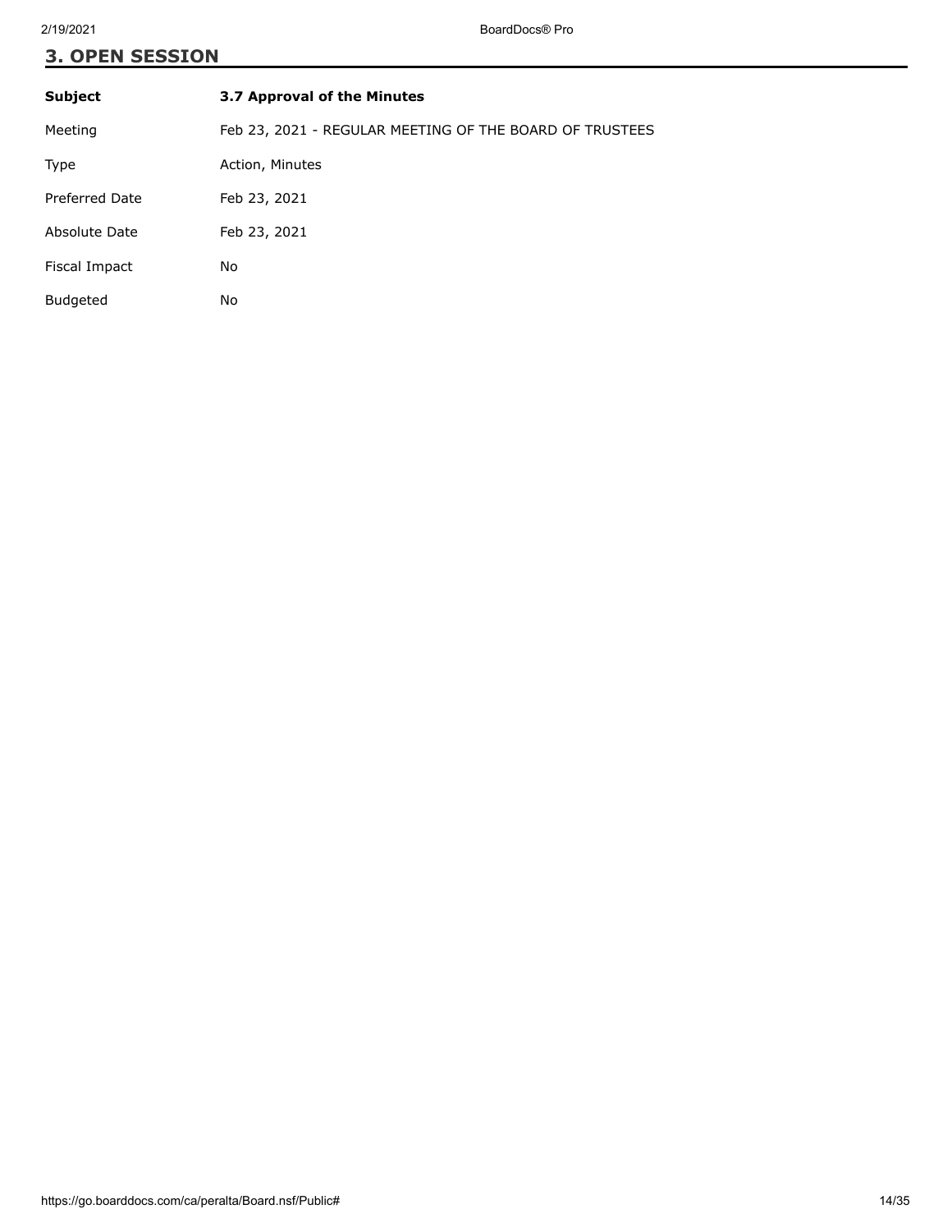## 3. OPEN SESSION

| **Subject** | **3.7 Approval of the Minutes** |
| --- | --- |
| Meeting | Feb 23, 2021 - REGULAR MEETING OF THE BOARD OF TRUSTEES |
| Type | Action, Minutes |
| Preferred Date | Feb 23, 2021 |
| Absolute Date | Feb 23, 2021 |
| Fiscal Impact | No |
| Budgeted | No |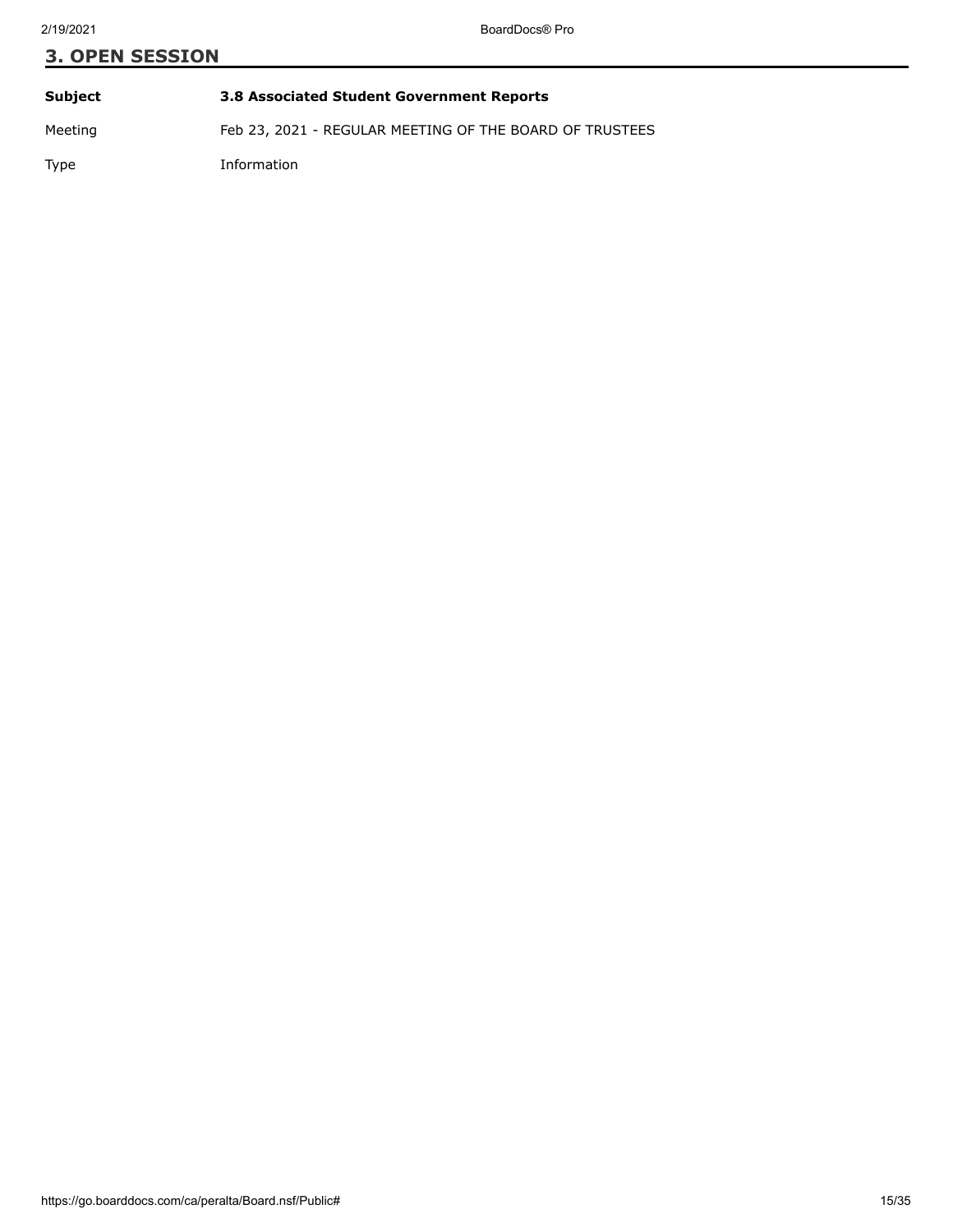## 3. OPEN SESSION

| | |
|---|---|
| **Subject** | **3.8 Associated Student Government Reports** |
| Meeting | Feb 23, 2021 - REGULAR MEETING OF THE BOARD OF TRUSTEES |
| Type | Information |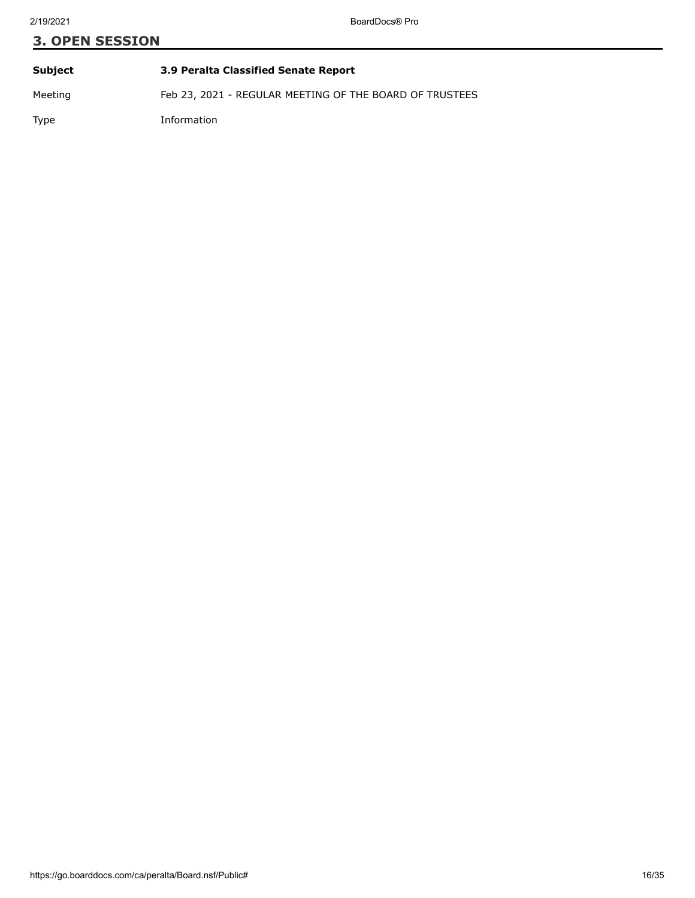## 3. OPEN SESSION

| | |
|---|---|
| **Subject** | **3.9 Peralta Classified Senate Report** |
| Meeting | Feb 23, 2021 - REGULAR MEETING OF THE BOARD OF TRUSTEES |
| Type | Information |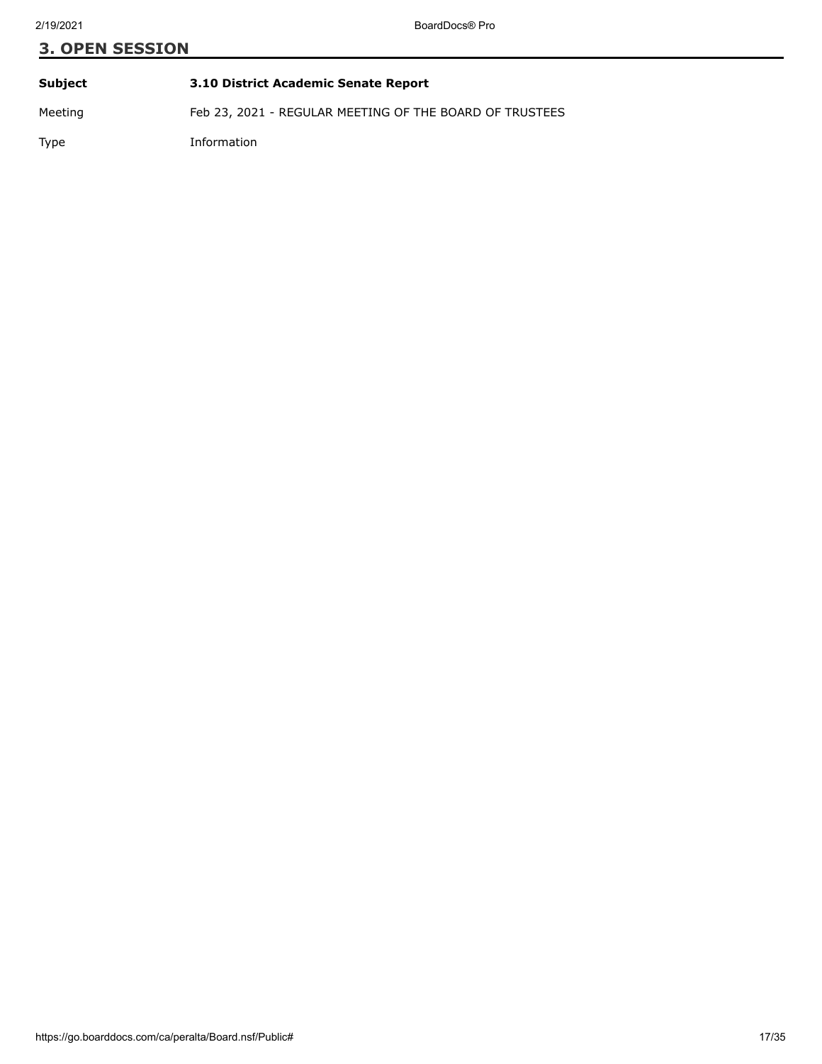## 3. OPEN SESSION

| **Subject** | **3.10 District Academic Senate Report** |
| --- | --- |
| Meeting | Feb 23, 2021 - REGULAR MEETING OF THE BOARD OF TRUSTEES |
| Type | Information |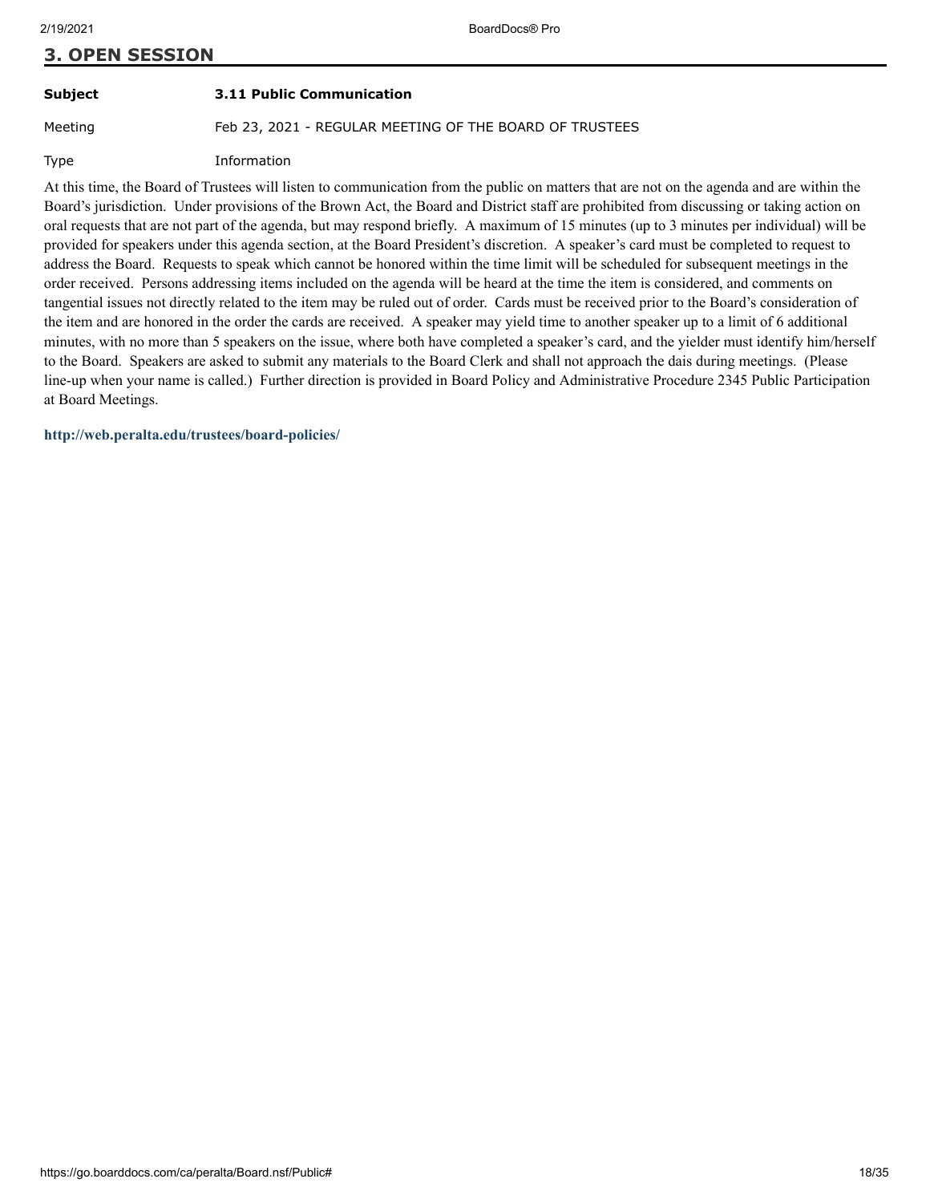## 3. OPEN SESSION

| | |
|---|---|
| **Subject** | **3.11 Public Communication** |
| Meeting | Feb 23, 2021 - REGULAR MEETING OF THE BOARD OF TRUSTEES |
| Type | Information |

At this time, the Board of Trustees will listen to communication from the public on matters that are not on the agenda and are within the Board's jurisdiction. Under provisions of the Brown Act, the Board and District staff are prohibited from discussing or taking action on oral requests that are not part of the agenda, but may respond briefly. A maximum of 15 minutes (up to 3 minutes per individual) will be provided for speakers under this agenda section, at the Board President's discretion. A speaker's card must be completed to request to address the Board. Requests to speak which cannot be honored within the time limit will be scheduled for subsequent meetings in the order received. Persons addressing items included on the agenda will be heard at the time the item is considered, and comments on tangential issues not directly related to the item may be ruled out of order. Cards must be received prior to the Board's consideration of the item and are honored in the order the cards are received. A speaker may yield time to another speaker up to a limit of 6 additional minutes, with no more than 5 speakers on the issue, where both have completed a speaker's card, and the yielder must identify him/herself to the Board. Speakers are asked to submit any materials to the Board Clerk and shall not approach the dais during meetings. (Please line-up when your name is called.) Further direction is provided in Board Policy and Administrative Procedure 2345 Public Participation at Board Meetings.

**http://web.peralta.edu/trustees/board-policies/**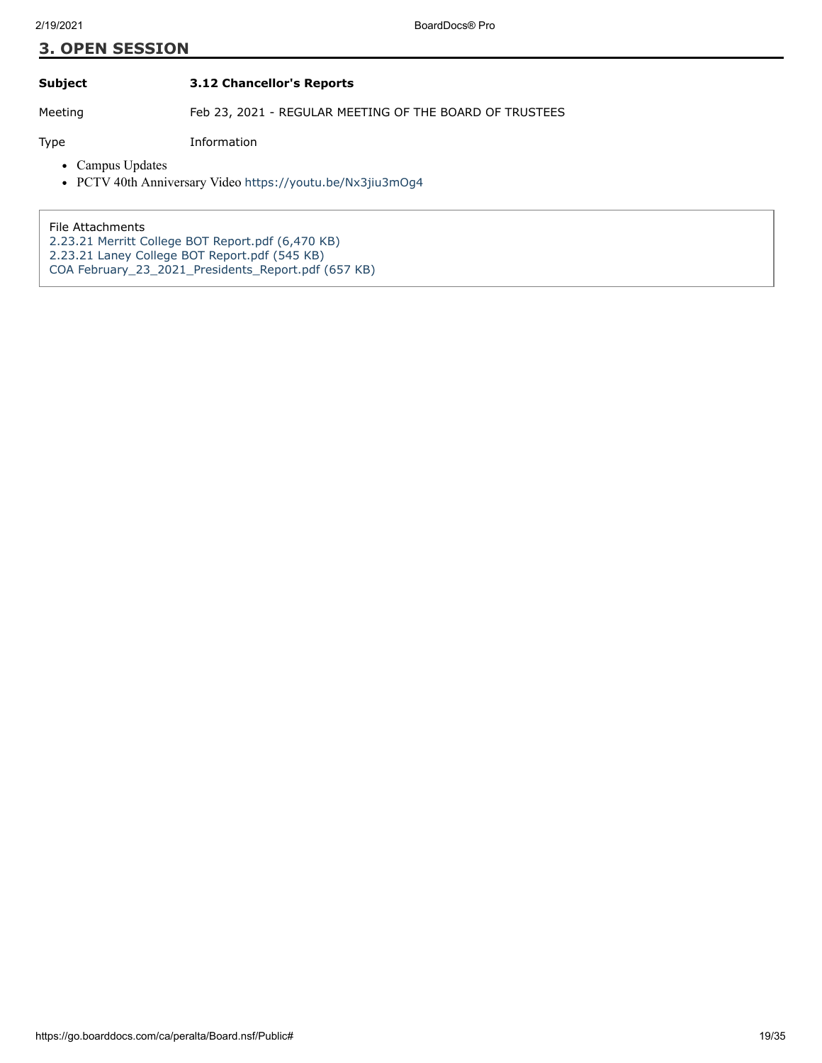## 3. OPEN SESSION

**Subject** **3.12 Chancellor's Reports**

Meeting Feb 23, 2021 - REGULAR MEETING OF THE BOARD OF TRUSTEES

Type Information

- Campus Updates
- PCTV 40th Anniversary Video https://youtu.be/Nx3jiu3mOg4

File Attachments
2.23.21 Merritt College BOT Report.pdf (6,470 KB)
2.23.21 Laney College BOT Report.pdf (545 KB)
COA February_23_2021_Presidents_Report.pdf (657 KB)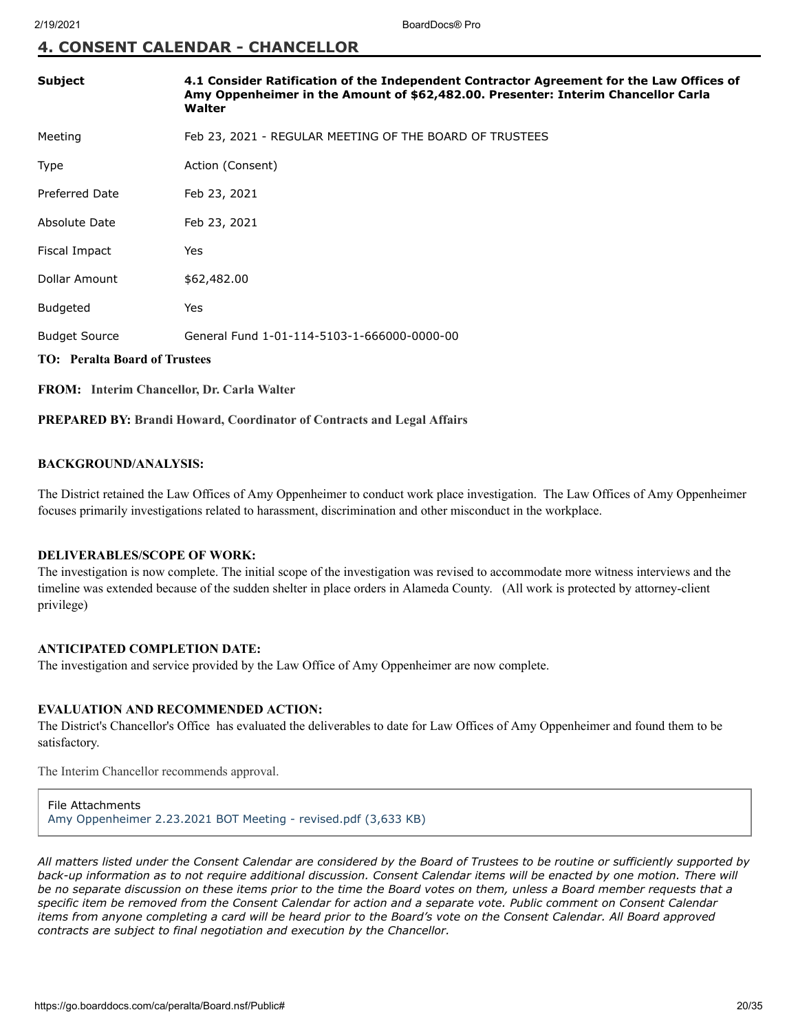## 4. CONSENT CALENDAR - CHANCELLOR

| | |
|---|---|
| **Subject** | **4.1 Consider Ratification of the Independent Contractor Agreement for the Law Offices of Amy Oppenheimer in the Amount of $62,482.00. Presenter: Interim Chancellor Carla Walter** |
| Meeting | Feb 23, 2021 - REGULAR MEETING OF THE BOARD OF TRUSTEES |
| Type | Action (Consent) |
| Preferred Date | Feb 23, 2021 |
| Absolute Date | Feb 23, 2021 |
| Fiscal Impact | Yes |
| Dollar Amount | $62,482.00 |
| Budgeted | Yes |
| Budget Source | General Fund 1-01-114-5103-1-666000-0000-00 |

**TO: Peralta Board of Trustees**

**FROM: Interim Chancellor, Dr. Carla Walter**

**PREPARED BY: Brandi Howard, Coordinator of Contracts and Legal Affairs**

**BACKGROUND/ANALYSIS:**

The District retained the Law Offices of Amy Oppenheimer to conduct work place investigation. The Law Offices of Amy Oppenheimer focuses primarily investigations related to harassment, discrimination and other misconduct in the workplace.

**DELIVERABLES/SCOPE OF WORK:**

The investigation is now complete. The initial scope of the investigation was revised to accommodate more witness interviews and the timeline was extended because of the sudden shelter in place orders in Alameda County. (All work is protected by attorney-client privilege)

**ANTICIPATED COMPLETION DATE:**

The investigation and service provided by the Law Office of Amy Oppenheimer are now complete.

**EVALUATION AND RECOMMENDED ACTION:**

The District's Chancellor's Office has evaluated the deliverables to date for Law Offices of Amy Oppenheimer and found them to be satisfactory.

The Interim Chancellor recommends approval.

File Attachments
Amy Oppenheimer 2.23.2021 BOT Meeting - revised.pdf (3,633 KB)

*All matters listed under the Consent Calendar are considered by the Board of Trustees to be routine or sufficiently supported by back-up information as to not require additional discussion. Consent Calendar items will be enacted by one motion. There will be no separate discussion on these items prior to the time the Board votes on them, unless a Board member requests that a specific item be removed from the Consent Calendar for action and a separate vote. Public comment on Consent Calendar items from anyone completing a card will be heard prior to the Board's vote on the Consent Calendar. All Board approved contracts are subject to final negotiation and execution by the Chancellor.*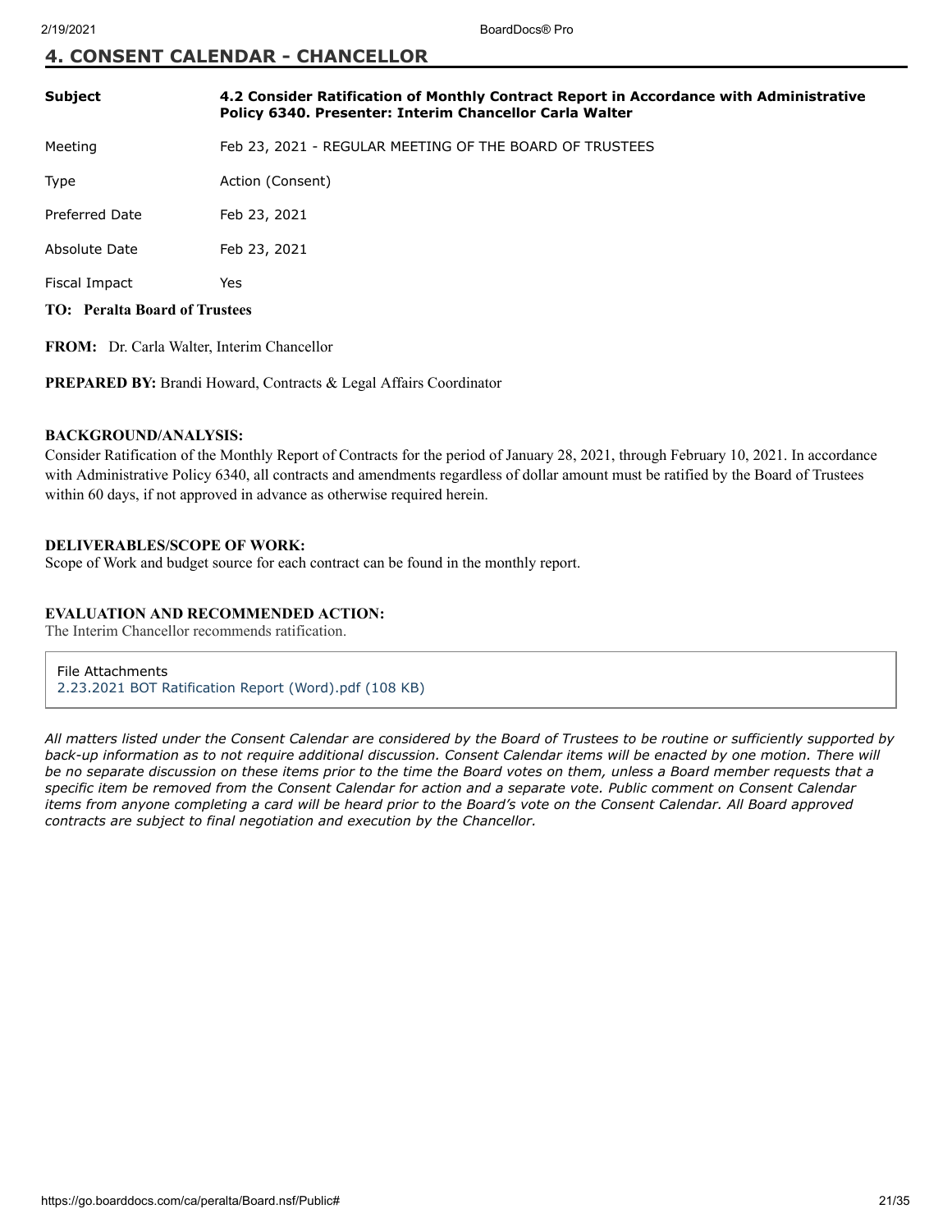## 4. CONSENT CALENDAR - CHANCELLOR

| | |
|---|---|
| **Subject** | **4.2 Consider Ratification of Monthly Contract Report in Accordance with Administrative Policy 6340. Presenter: Interim Chancellor Carla Walter** |
| Meeting | Feb 23, 2021 - REGULAR MEETING OF THE BOARD OF TRUSTEES |
| Type | Action (Consent) |
| Preferred Date | Feb 23, 2021 |
| Absolute Date | Feb 23, 2021 |
| Fiscal Impact | Yes |

**TO: Peralta Board of Trustees**

**FROM:** Dr. Carla Walter, Interim Chancellor

**PREPARED BY:** Brandi Howard, Contracts & Legal Affairs Coordinator

**BACKGROUND/ANALYSIS:**
Consider Ratification of the Monthly Report of Contracts for the period of January 28, 2021, through February 10, 2021. In accordance with Administrative Policy 6340, all contracts and amendments regardless of dollar amount must be ratified by the Board of Trustees within 60 days, if not approved in advance as otherwise required herein.

**DELIVERABLES/SCOPE OF WORK:**
Scope of Work and budget source for each contract can be found in the monthly report.

**EVALUATION AND RECOMMENDED ACTION:**
The Interim Chancellor recommends ratification.

File Attachments
2.23.2021 BOT Ratification Report (Word).pdf (108 KB)

*All matters listed under the Consent Calendar are considered by the Board of Trustees to be routine or sufficiently supported by back-up information as to not require additional discussion. Consent Calendar items will be enacted by one motion. There will be no separate discussion on these items prior to the time the Board votes on them, unless a Board member requests that a specific item be removed from the Consent Calendar for action and a separate vote. Public comment on Consent Calendar items from anyone completing a card will be heard prior to the Board's vote on the Consent Calendar. All Board approved contracts are subject to final negotiation and execution by the Chancellor.*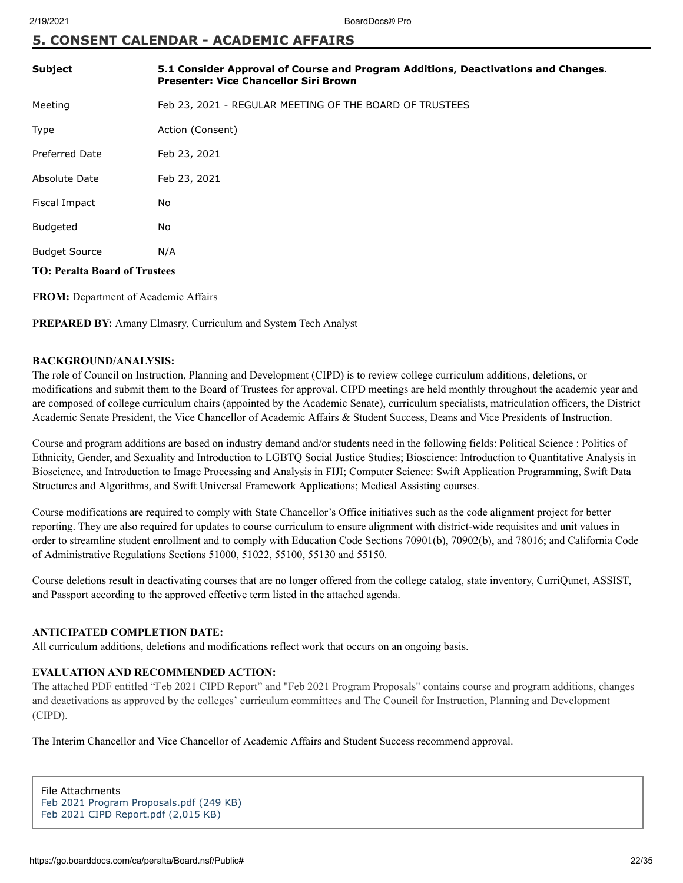## 5. CONSENT CALENDAR - ACADEMIC AFFAIRS

| | |
|---|---|
| **Subject** | **5.1 Consider Approval of Course and Program Additions, Deactivations and Changes. Presenter: Vice Chancellor Siri Brown** |
| Meeting | Feb 23, 2021 - REGULAR MEETING OF THE BOARD OF TRUSTEES |
| Type | Action (Consent) |
| Preferred Date | Feb 23, 2021 |
| Absolute Date | Feb 23, 2021 |
| Fiscal Impact | No |
| Budgeted | No |
| Budget Source | N/A |

**TO: Peralta Board of Trustees**

**FROM:** Department of Academic Affairs

**PREPARED BY:** Amany Elmasry, Curriculum and System Tech Analyst

**BACKGROUND/ANALYSIS:**

The role of Council on Instruction, Planning and Development (CIPD) is to review college curriculum additions, deletions, or modifications and submit them to the Board of Trustees for approval. CIPD meetings are held monthly throughout the academic year and are composed of college curriculum chairs (appointed by the Academic Senate), curriculum specialists, matriculation officers, the District Academic Senate President, the Vice Chancellor of Academic Affairs & Student Success, Deans and Vice Presidents of Instruction.

Course and program additions are based on industry demand and/or students need in the following fields: Political Science : Politics of Ethnicity, Gender, and Sexuality and Introduction to LGBTQ Social Justice Studies; Bioscience: Introduction to Quantitative Analysis in Bioscience, and Introduction to Image Processing and Analysis in FIJI; Computer Science: Swift Application Programming, Swift Data Structures and Algorithms, and Swift Universal Framework Applications; Medical Assisting courses.

Course modifications are required to comply with State Chancellor's Office initiatives such as the code alignment project for better reporting. They are also required for updates to course curriculum to ensure alignment with district-wide requisites and unit values in order to streamline student enrollment and to comply with Education Code Sections 70901(b), 70902(b), and 78016; and California Code of Administrative Regulations Sections 51000, 51022, 55100, 55130 and 55150.

Course deletions result in deactivating courses that are no longer offered from the college catalog, state inventory, CurriQunet, ASSIST, and Passport according to the approved effective term listed in the attached agenda.

**ANTICIPATED COMPLETION DATE:**

All curriculum additions, deletions and modifications reflect work that occurs on an ongoing basis.

**EVALUATION AND RECOMMENDED ACTION:**

The attached PDF entitled "Feb 2021 CIPD Report" and "Feb 2021 Program Proposals" contains course and program additions, changes and deactivations as approved by the colleges' curriculum committees and The Council for Instruction, Planning and Development (CIPD).

The Interim Chancellor and Vice Chancellor of Academic Affairs and Student Success recommend approval.

File Attachments
Feb 2021 Program Proposals.pdf (249 KB)
Feb 2021 CIPD Report.pdf (2,015 KB)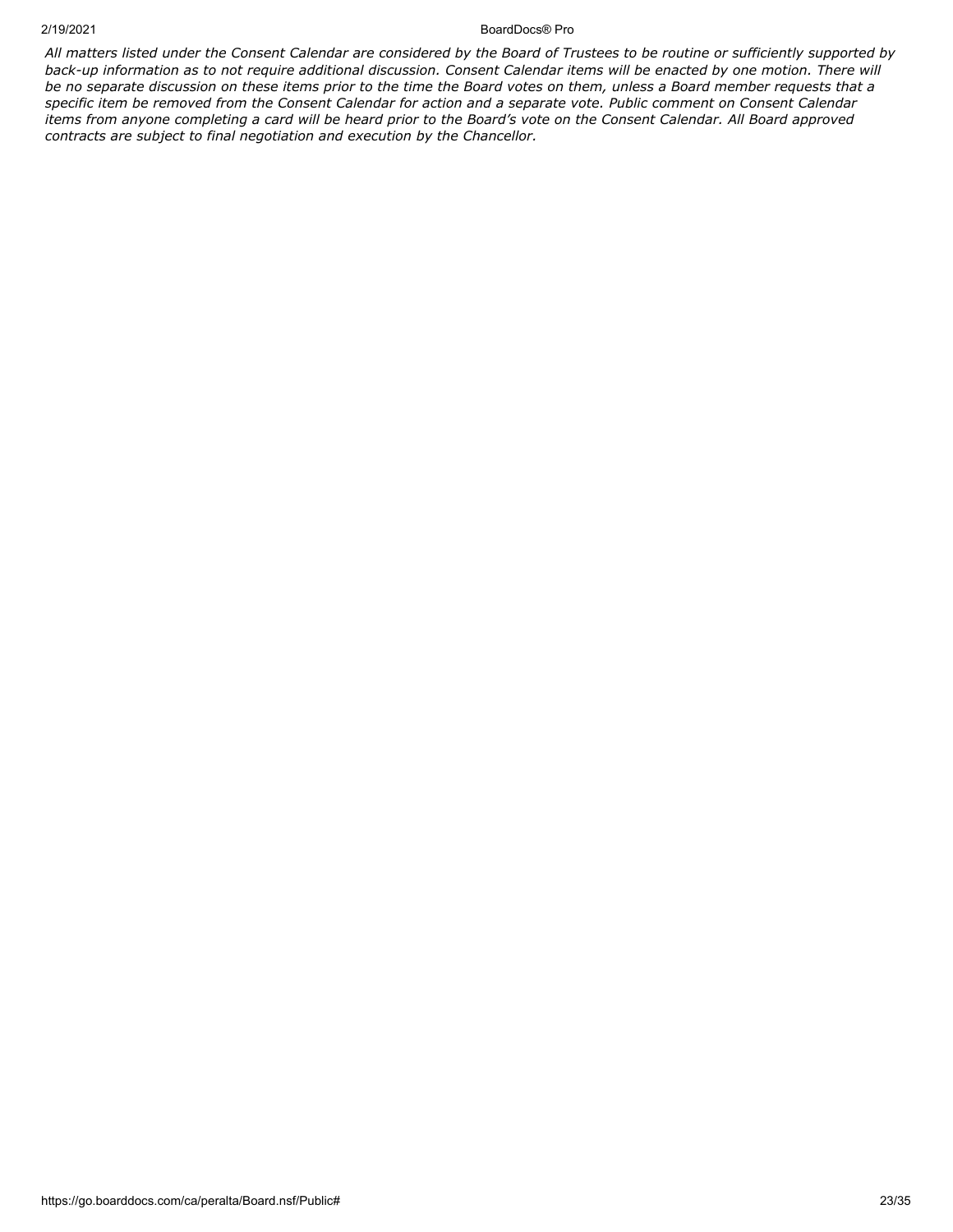*All matters listed under the Consent Calendar are considered by the Board of Trustees to be routine or sufficiently supported by back-up information as to not require additional discussion. Consent Calendar items will be enacted by one motion. There will be no separate discussion on these items prior to the time the Board votes on them, unless a Board member requests that a specific item be removed from the Consent Calendar for action and a separate vote. Public comment on Consent Calendar items from anyone completing a card will be heard prior to the Board's vote on the Consent Calendar. All Board approved contracts are subject to final negotiation and execution by the Chancellor.*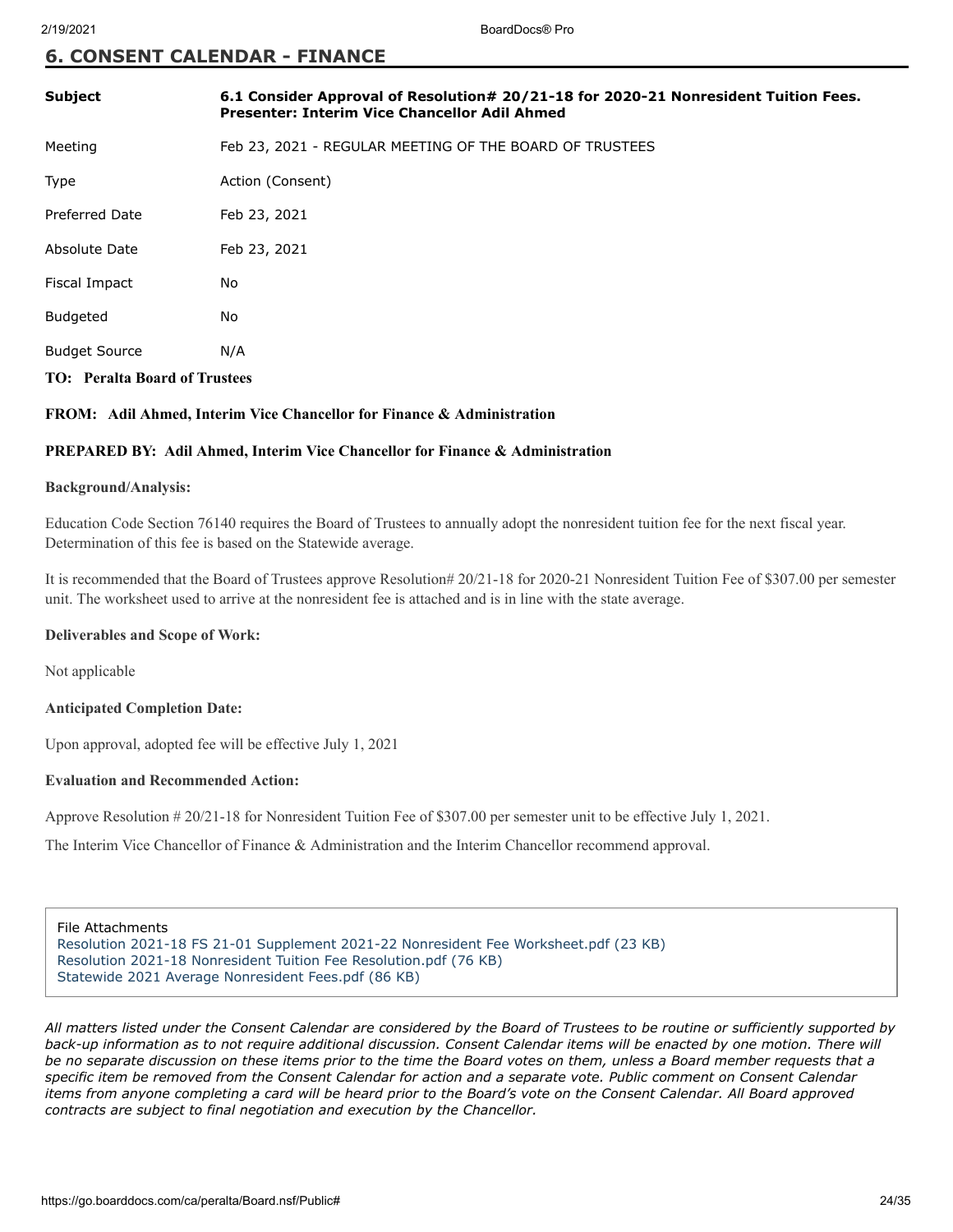## 6. CONSENT CALENDAR - FINANCE

| | |
|---|---|
| **Subject** | **6.1 Consider Approval of Resolution# 20/21-18 for 2020-21 Nonresident Tuition Fees. Presenter: Interim Vice Chancellor Adil Ahmed** |
| Meeting | Feb 23, 2021 - REGULAR MEETING OF THE BOARD OF TRUSTEES |
| Type | Action (Consent) |
| Preferred Date | Feb 23, 2021 |
| Absolute Date | Feb 23, 2021 |
| Fiscal Impact | No |
| Budgeted | No |
| Budget Source | N/A |

**TO: Peralta Board of Trustees**

**FROM: Adil Ahmed, Interim Vice Chancellor for Finance & Administration**

**PREPARED BY: Adil Ahmed, Interim Vice Chancellor for Finance & Administration**

**Background/Analysis:**

Education Code Section 76140 requires the Board of Trustees to annually adopt the nonresident tuition fee for the next fiscal year. Determination of this fee is based on the Statewide average.

It is recommended that the Board of Trustees approve Resolution# 20/21-18 for 2020-21 Nonresident Tuition Fee of $307.00 per semester unit. The worksheet used to arrive at the nonresident fee is attached and is in line with the state average.

**Deliverables and Scope of Work:**

Not applicable

**Anticipated Completion Date:**

Upon approval, adopted fee will be effective July 1, 2021

**Evaluation and Recommended Action:**

Approve Resolution # 20/21-18 for Nonresident Tuition Fee of $307.00 per semester unit to be effective July 1, 2021.

The Interim Vice Chancellor of Finance & Administration and the Interim Chancellor recommend approval.

File Attachments
Resolution 2021-18 FS 21-01 Supplement 2021-22 Nonresident Fee Worksheet.pdf (23 KB)
Resolution 2021-18 Nonresident Tuition Fee Resolution.pdf (76 KB)
Statewide 2021 Average Nonresident Fees.pdf (86 KB)

*All matters listed under the Consent Calendar are considered by the Board of Trustees to be routine or sufficiently supported by back-up information as to not require additional discussion. Consent Calendar items will be enacted by one motion. There will be no separate discussion on these items prior to the time the Board votes on them, unless a Board member requests that a specific item be removed from the Consent Calendar for action and a separate vote. Public comment on Consent Calendar items from anyone completing a card will be heard prior to the Board's vote on the Consent Calendar. All Board approved contracts are subject to final negotiation and execution by the Chancellor.*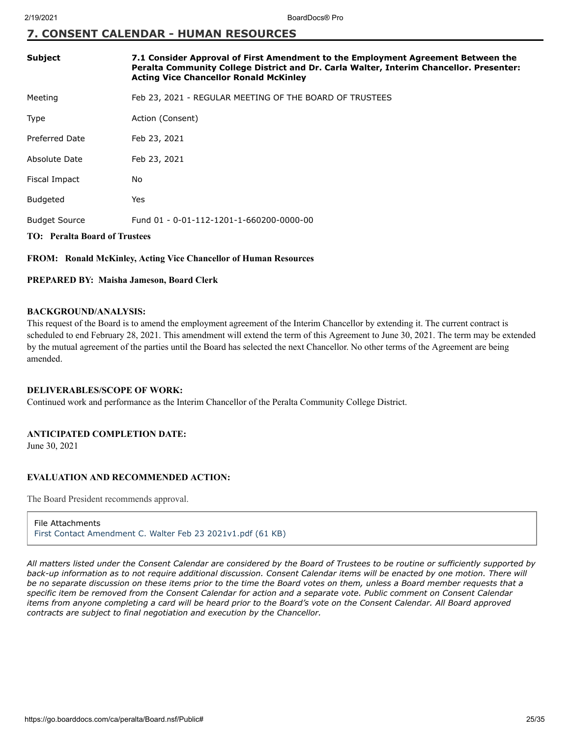## 7. CONSENT CALENDAR - HUMAN RESOURCES

| | |
|---|---|
| **Subject** | **7.1 Consider Approval of First Amendment to the Employment Agreement Between the Peralta Community College District and Dr. Carla Walter, Interim Chancellor. Presenter: Acting Vice Chancellor Ronald McKinley** |
| Meeting | Feb 23, 2021 - REGULAR MEETING OF THE BOARD OF TRUSTEES |
| Type | Action (Consent) |
| Preferred Date | Feb 23, 2021 |
| Absolute Date | Feb 23, 2021 |
| Fiscal Impact | No |
| Budgeted | Yes |
| Budget Source | Fund 01 - 0-01-112-1201-1-660200-0000-00 |

**TO: Peralta Board of Trustees**

**FROM: Ronald McKinley, Acting Vice Chancellor of Human Resources**

**PREPARED BY: Maisha Jameson, Board Clerk**

**BACKGROUND/ANALYSIS:**

This request of the Board is to amend the employment agreement of the Interim Chancellor by extending it. The current contract is scheduled to end February 28, 2021. This amendment will extend the term of this Agreement to June 30, 2021. The term may be extended by the mutual agreement of the parties until the Board has selected the next Chancellor. No other terms of the Agreement are being amended.

**DELIVERABLES/SCOPE OF WORK:**

Continued work and performance as the Interim Chancellor of the Peralta Community College District.

**ANTICIPATED COMPLETION DATE:**

June 30, 2021

**EVALUATION AND RECOMMENDED ACTION:**

The Board President recommends approval.

File Attachments
First Contact Amendment C. Walter Feb 23 2021v1.pdf (61 KB)

*All matters listed under the Consent Calendar are considered by the Board of Trustees to be routine or sufficiently supported by back-up information as to not require additional discussion. Consent Calendar items will be enacted by one motion. There will be no separate discussion on these items prior to the time the Board votes on them, unless a Board member requests that a specific item be removed from the Consent Calendar for action and a separate vote. Public comment on Consent Calendar items from anyone completing a card will be heard prior to the Board's vote on the Consent Calendar. All Board approved contracts are subject to final negotiation and execution by the Chancellor.*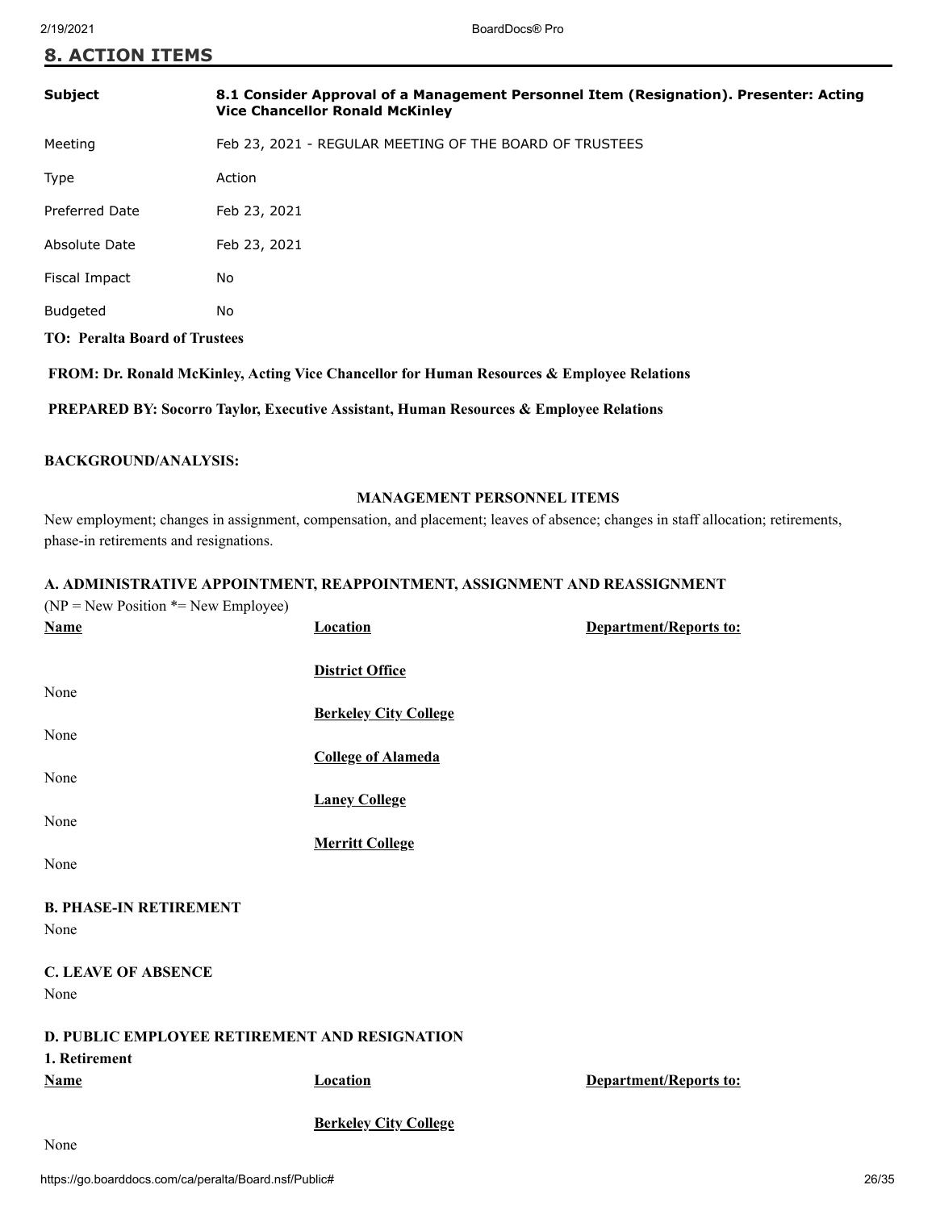## 8. ACTION ITEMS

| | |
|---|---|
| **Subject** | **8.1 Consider Approval of a Management Personnel Item (Resignation). Presenter: Acting Vice Chancellor Ronald McKinley** |
| Meeting | Feb 23, 2021 - REGULAR MEETING OF THE BOARD OF TRUSTEES |
| Type | Action |
| Preferred Date | Feb 23, 2021 |
| Absolute Date | Feb 23, 2021 |
| Fiscal Impact | No |
| Budgeted | No |

**TO: Peralta Board of Trustees**

**FROM: Dr. Ronald McKinley, Acting Vice Chancellor for Human Resources & Employee Relations**

**PREPARED BY: Socorro Taylor, Executive Assistant, Human Resources & Employee Relations**

**BACKGROUND/ANALYSIS:**

**MANAGEMENT PERSONNEL ITEMS**

New employment; changes in assignment, compensation, and placement; leaves of absence; changes in staff allocation; retirements, phase-in retirements and resignations.

**A. ADMINISTRATIVE APPOINTMENT, REAPPOINTMENT, ASSIGNMENT AND REASSIGNMENT**

(NP = New Position *= New Employee)

| Name | Location | Department/Reports to: |
|---|---|---|
| | **District Office** | |
| None | | |
| | **Berkeley City College** | |
| None | | |
| | **College of Alameda** | |
| None | | |
| | **Laney College** | |
| None | | |
| | **Merritt College** | |
| None | | |

**B. PHASE-IN RETIREMENT**

None

**C. LEAVE OF ABSENCE**

None

**D. PUBLIC EMPLOYEE RETIREMENT AND RESIGNATION**

**1. Retirement**

| Name | Location | Department/Reports to: |
|---|---|---|
| | **Berkeley City College** | |
| None | | |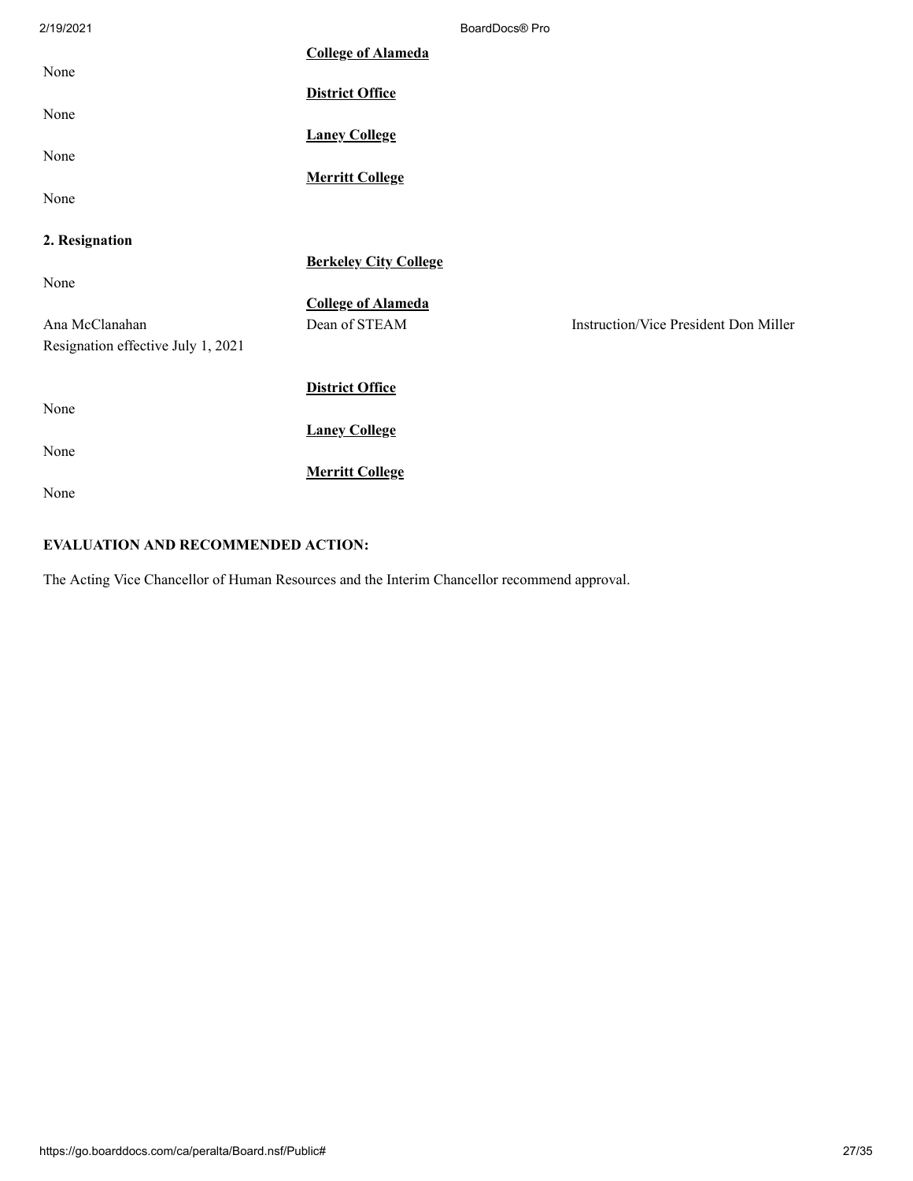**College of Alameda**

None

**District Office**

None

**Laney College**

None

**Merritt College**

None

**2. Resignation**

**Berkeley City College**

None

**College of Alameda**

| | | |
|---|---|---|
| Ana McClanahan<br>Resignation effective July 1, 2021 | Dean of STEAM | Instruction/Vice President Don Miller |

**District Office**

None

**Laney College**

None

**Merritt College**

None

**EVALUATION AND RECOMMENDED ACTION:**

The Acting Vice Chancellor of Human Resources and the Interim Chancellor recommend approval.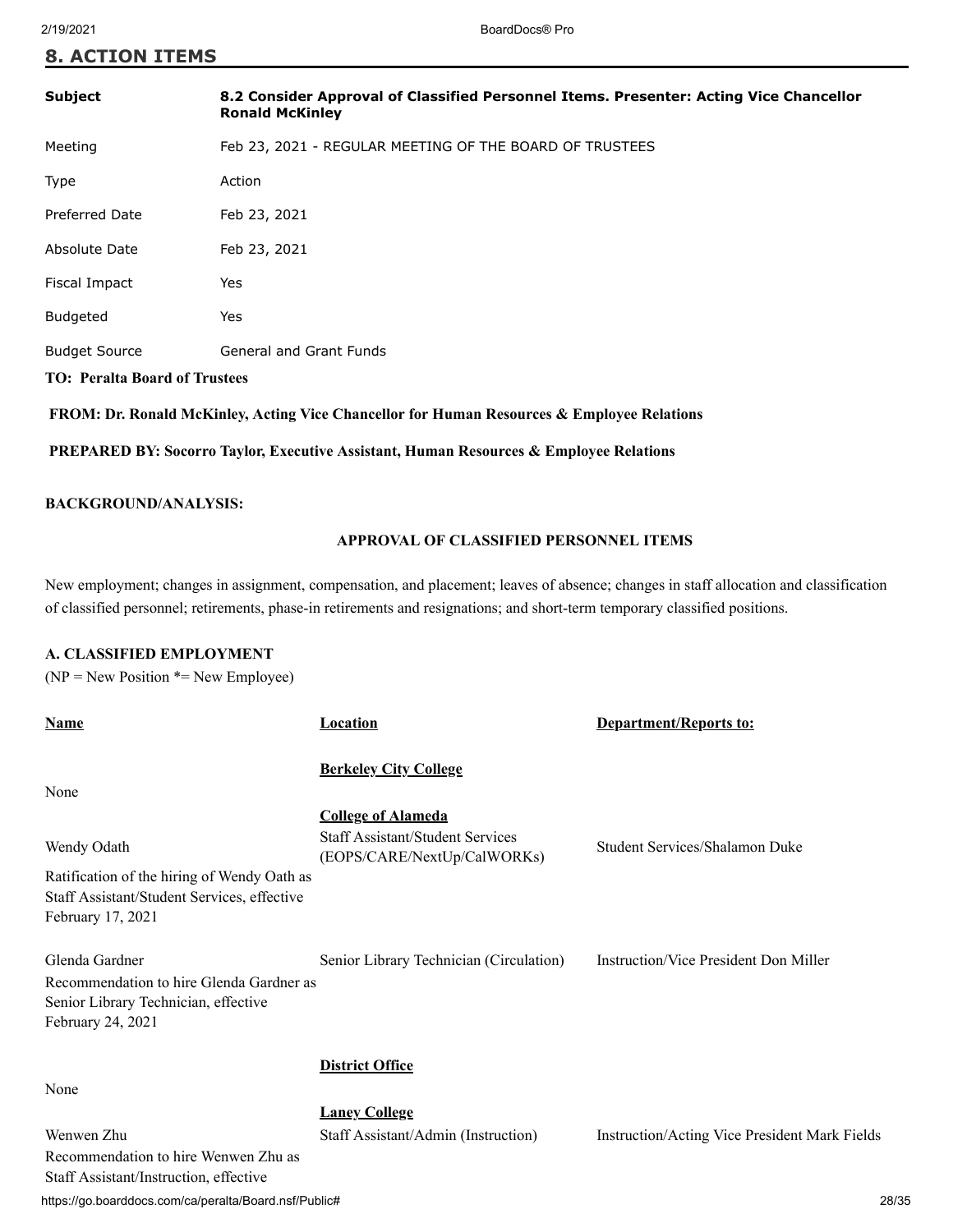## 8. ACTION ITEMS

| | |
|---|---|
| **Subject** | **8.2 Consider Approval of Classified Personnel Items. Presenter: Acting Vice Chancellor Ronald McKinley** |
| Meeting | Feb 23, 2021 - REGULAR MEETING OF THE BOARD OF TRUSTEES |
| Type | Action |
| Preferred Date | Feb 23, 2021 |
| Absolute Date | Feb 23, 2021 |
| Fiscal Impact | Yes |
| Budgeted | Yes |
| Budget Source | General and Grant Funds |

**TO: Peralta Board of Trustees**

**FROM: Dr. Ronald McKinley, Acting Vice Chancellor for Human Resources & Employee Relations**

**PREPARED BY: Socorro Taylor, Executive Assistant, Human Resources & Employee Relations**

**BACKGROUND/ANALYSIS:**

**APPROVAL OF CLASSIFIED PERSONNEL ITEMS**

New employment; changes in assignment, compensation, and placement; leaves of absence; changes in staff allocation and classification of classified personnel; retirements, phase-in retirements and resignations; and short-term temporary classified positions.

**A. CLASSIFIED EMPLOYMENT**

(NP = New Position *= New Employee)

| Name | Location | Department/Reports to: |
|---|---|---|
| | **Berkeley City College** | |
| None | | |
| | **College of Alameda** | |
| Wendy Odath<br>Ratification of the hiring of Wendy Oath as Staff Assistant/Student Services, effective February 17, 2021 | Staff Assistant/Student Services (EOPS/CARE/NextUp/CalWORKs) | Student Services/Shalamon Duke |
| Glenda Gardner<br>Recommendation to hire Glenda Gardner as Senior Library Technician, effective February 24, 2021 | Senior Library Technician (Circulation) | Instruction/Vice President Don Miller |
| | **District Office** | |
| None | | |
| | **Laney College** | |
| Wenwen Zhu<br>Recommendation to hire Wenwen Zhu as Staff Assistant/Instruction, effective | Staff Assistant/Admin (Instruction) | Instruction/Acting Vice President Mark Fields |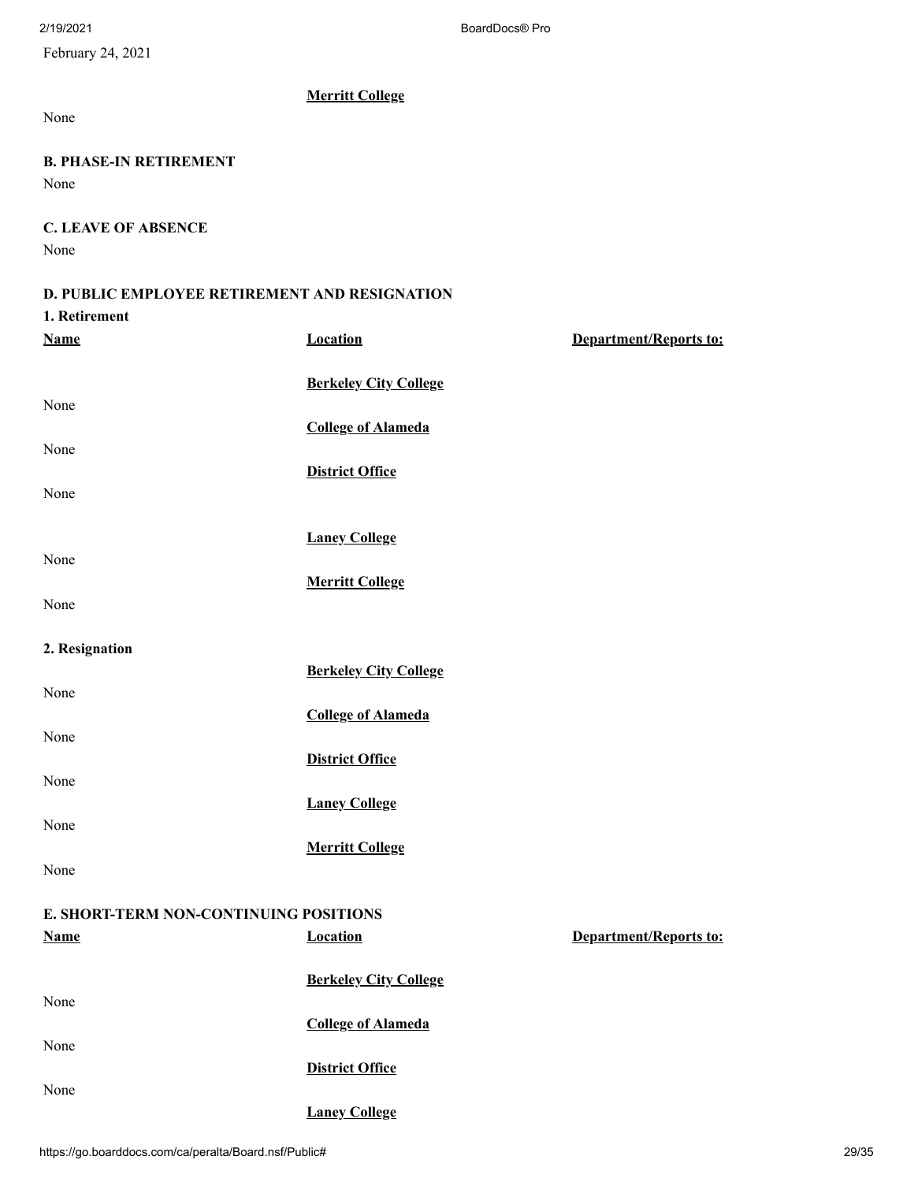February 24, 2021

**Merritt College**

None

**B. PHASE-IN RETIREMENT**

None

**C. LEAVE OF ABSENCE**

None

**D. PUBLIC EMPLOYEE RETIREMENT AND RESIGNATION**

**1. Retirement**

| Name | Location | Department/Reports to: |
|---|---|---|
| | **Berkeley City College** | |
| None | | |
| | **College of Alameda** | |
| None | | |
| | **District Office** | |
| None | | |
| | **Laney College** | |
| None | | |
| | **Merritt College** | |
| None | | |

**2. Resignation**

| | | |
|---|---|---|
| | **Berkeley City College** | |
| None | | |
| | **College of Alameda** | |
| None | | |
| | **District Office** | |
| None | | |
| | **Laney College** | |
| None | | |
| | **Merritt College** | |
| None | | |

**E. SHORT-TERM NON-CONTINUING POSITIONS**

| Name | Location | Department/Reports to: |
|---|---|---|
| | **Berkeley City College** | |
| None | | |
| | **College of Alameda** | |
| None | | |
| | **District Office** | |
| None | | |
| | **Laney College** | |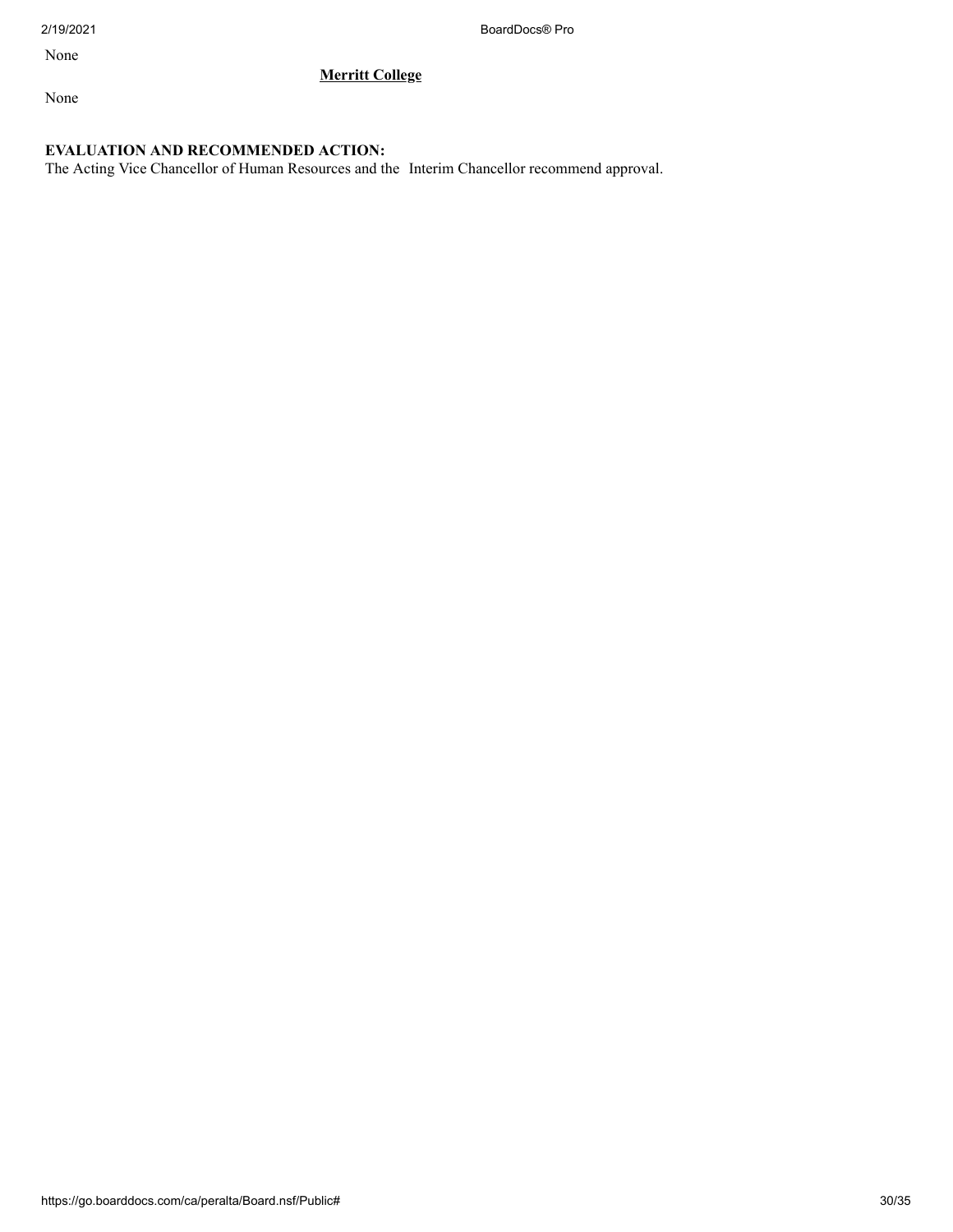None

**<u>Merritt College</u>**

None

**EVALUATION AND RECOMMENDED ACTION:**

The Acting Vice Chancellor of Human Resources and the Interim Chancellor recommend approval.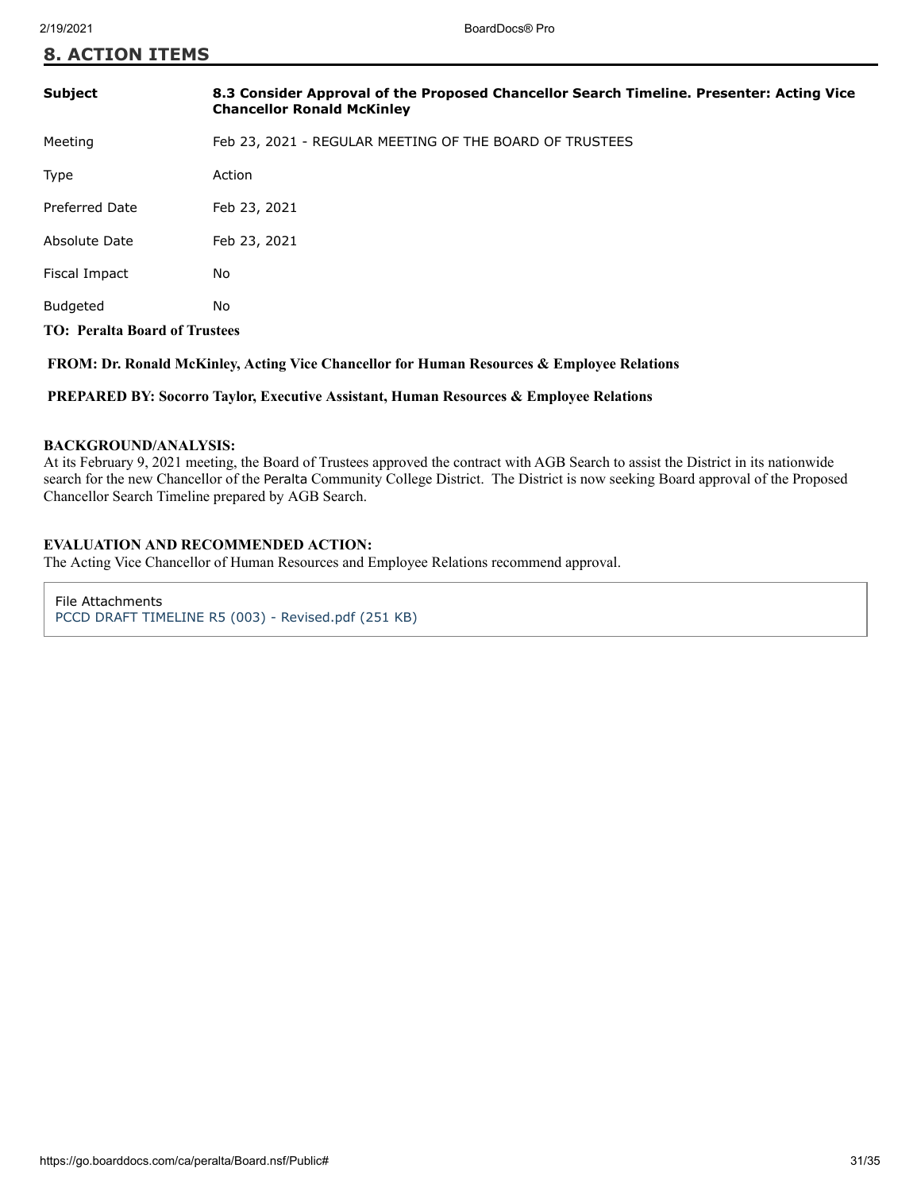## 8. ACTION ITEMS

| | |
|---|---|
| **Subject** | **8.3 Consider Approval of the Proposed Chancellor Search Timeline. Presenter: Acting Vice Chancellor Ronald McKinley** |
| Meeting | Feb 23, 2021 - REGULAR MEETING OF THE BOARD OF TRUSTEES |
| Type | Action |
| Preferred Date | Feb 23, 2021 |
| Absolute Date | Feb 23, 2021 |
| Fiscal Impact | No |
| Budgeted | No |

**TO: Peralta Board of Trustees**

**FROM: Dr. Ronald McKinley, Acting Vice Chancellor for Human Resources & Employee Relations**

**PREPARED BY: Socorro Taylor, Executive Assistant, Human Resources & Employee Relations**

**BACKGROUND/ANALYSIS:**
At its February 9, 2021 meeting, the Board of Trustees approved the contract with AGB Search to assist the District in its nationwide search for the new Chancellor of the Peralta Community College District. The District is now seeking Board approval of the Proposed Chancellor Search Timeline prepared by AGB Search.

**EVALUATION AND RECOMMENDED ACTION:**
The Acting Vice Chancellor of Human Resources and Employee Relations recommend approval.

File Attachments
PCCD DRAFT TIMELINE R5 (003) - Revised.pdf (251 KB)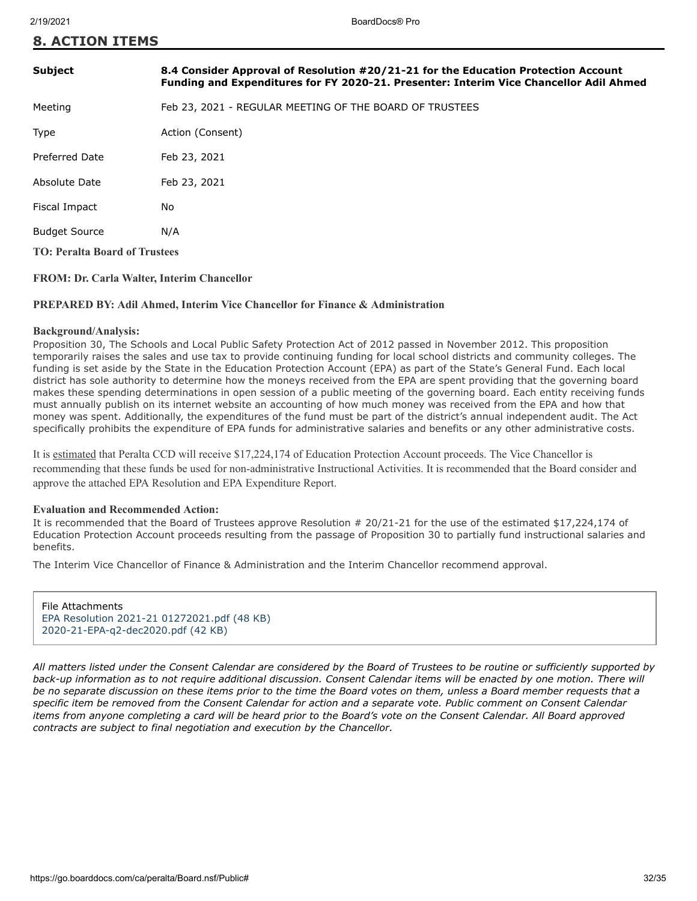## 8. ACTION ITEMS

| | |
|---|---|
| **Subject** | **8.4 Consider Approval of Resolution #20/21-21 for the Education Protection Account Funding and Expenditures for FY 2020-21. Presenter: Interim Vice Chancellor Adil Ahmed** |
| Meeting | Feb 23, 2021 - REGULAR MEETING OF THE BOARD OF TRUSTEES |
| Type | Action (Consent) |
| Preferred Date | Feb 23, 2021 |
| Absolute Date | Feb 23, 2021 |
| Fiscal Impact | No |
| Budget Source | N/A |

**TO: Peralta Board of Trustees**

**FROM: Dr. Carla Walter, Interim Chancellor**

**PREPARED BY: Adil Ahmed, Interim Vice Chancellor for Finance & Administration**

**Background/Analysis:**
Proposition 30, The Schools and Local Public Safety Protection Act of 2012 passed in November 2012. This proposition temporarily raises the sales and use tax to provide continuing funding for local school districts and community colleges. The funding is set aside by the State in the Education Protection Account (EPA) as part of the State's General Fund. Each local district has sole authority to determine how the moneys received from the EPA are spent providing that the governing board makes these spending determinations in open session of a public meeting of the governing board. Each entity receiving funds must annually publish on its internet website an accounting of how much money was received from the EPA and how that money was spent. Additionally, the expenditures of the fund must be part of the district's annual independent audit. The Act specifically prohibits the expenditure of EPA funds for administrative salaries and benefits or any other administrative costs.

It is <u>estimated</u> that Peralta CCD will receive $17,224,174 of Education Protection Account proceeds. The Vice Chancellor is recommending that these funds be used for non-administrative Instructional Activities. It is recommended that the Board consider and approve the attached EPA Resolution and EPA Expenditure Report.

**Evaluation and Recommended Action:**
It is recommended that the Board of Trustees approve Resolution # 20/21-21 for the use of the estimated $17,224,174 of Education Protection Account proceeds resulting from the passage of Proposition 30 to partially fund instructional salaries and benefits.

The Interim Vice Chancellor of Finance & Administration and the Interim Chancellor recommend approval.

File Attachments
EPA Resolution 2021-21 01272021.pdf (48 KB)
2020-21-EPA-q2-dec2020.pdf (42 KB)

*All matters listed under the Consent Calendar are considered by the Board of Trustees to be routine or sufficiently supported by back-up information as to not require additional discussion. Consent Calendar items will be enacted by one motion. There will be no separate discussion on these items prior to the time the Board votes on them, unless a Board member requests that a specific item be removed from the Consent Calendar for action and a separate vote. Public comment on Consent Calendar items from anyone completing a card will be heard prior to the Board's vote on the Consent Calendar. All Board approved contracts are subject to final negotiation and execution by the Chancellor.*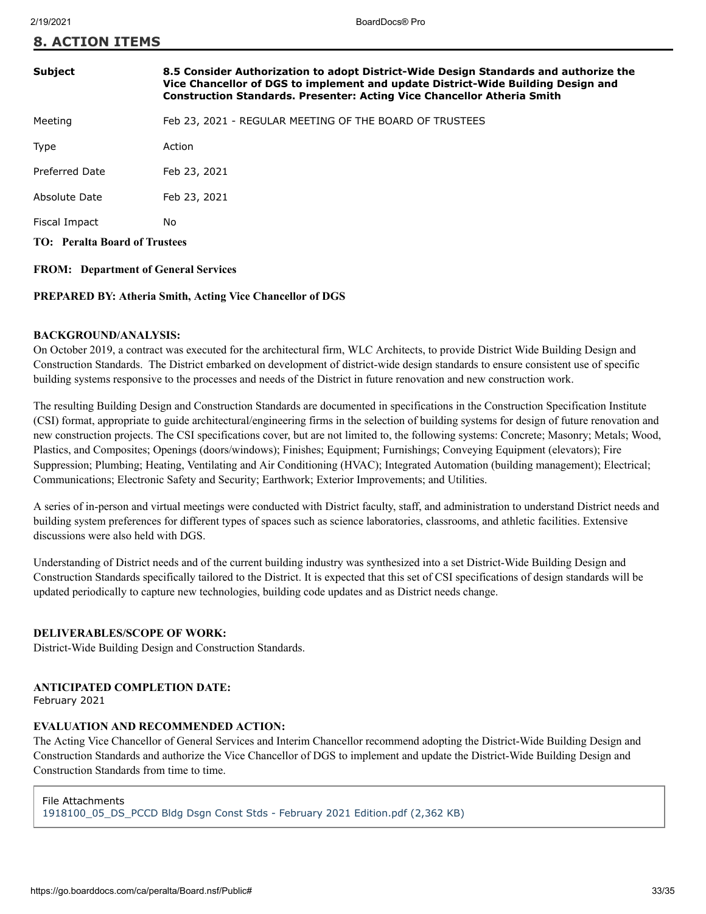## 8. ACTION ITEMS

| | |
|---|---|
| **Subject** | **8.5 Consider Authorization to adopt District-Wide Design Standards and authorize the Vice Chancellor of DGS to implement and update District-Wide Building Design and Construction Standards. Presenter: Acting Vice Chancellor Atheria Smith** |
| Meeting | Feb 23, 2021 - REGULAR MEETING OF THE BOARD OF TRUSTEES |
| Type | Action |
| Preferred Date | Feb 23, 2021 |
| Absolute Date | Feb 23, 2021 |
| Fiscal Impact | No |

**TO: Peralta Board of Trustees**

**FROM: Department of General Services**

**PREPARED BY: Atheria Smith, Acting Vice Chancellor of DGS**

**BACKGROUND/ANALYSIS:**

On October 2019, a contract was executed for the architectural firm, WLC Architects, to provide District Wide Building Design and Construction Standards. The District embarked on development of district-wide design standards to ensure consistent use of specific building systems responsive to the processes and needs of the District in future renovation and new construction work.

The resulting Building Design and Construction Standards are documented in specifications in the Construction Specification Institute (CSI) format, appropriate to guide architectural/engineering firms in the selection of building systems for design of future renovation and new construction projects. The CSI specifications cover, but are not limited to, the following systems: Concrete; Masonry; Metals; Wood, Plastics, and Composites; Openings (doors/windows); Finishes; Equipment; Furnishings; Conveying Equipment (elevators); Fire Suppression; Plumbing; Heating, Ventilating and Air Conditioning (HVAC); Integrated Automation (building management); Electrical; Communications; Electronic Safety and Security; Earthwork; Exterior Improvements; and Utilities.

A series of in-person and virtual meetings were conducted with District faculty, staff, and administration to understand District needs and building system preferences for different types of spaces such as science laboratories, classrooms, and athletic facilities. Extensive discussions were also held with DGS.

Understanding of District needs and of the current building industry was synthesized into a set District-Wide Building Design and Construction Standards specifically tailored to the District. It is expected that this set of CSI specifications of design standards will be updated periodically to capture new technologies, building code updates and as District needs change.

**DELIVERABLES/SCOPE OF WORK:**

District-Wide Building Design and Construction Standards.

**ANTICIPATED COMPLETION DATE:**

February 2021

**EVALUATION AND RECOMMENDED ACTION:**

The Acting Vice Chancellor of General Services and Interim Chancellor recommend adopting the District-Wide Building Design and Construction Standards and authorize the Vice Chancellor of DGS to implement and update the District-Wide Building Design and Construction Standards from time to time.

File Attachments

1918100_05_DS_PCCD Bldg Dsgn Const Stds - February 2021 Edition.pdf (2,362 KB)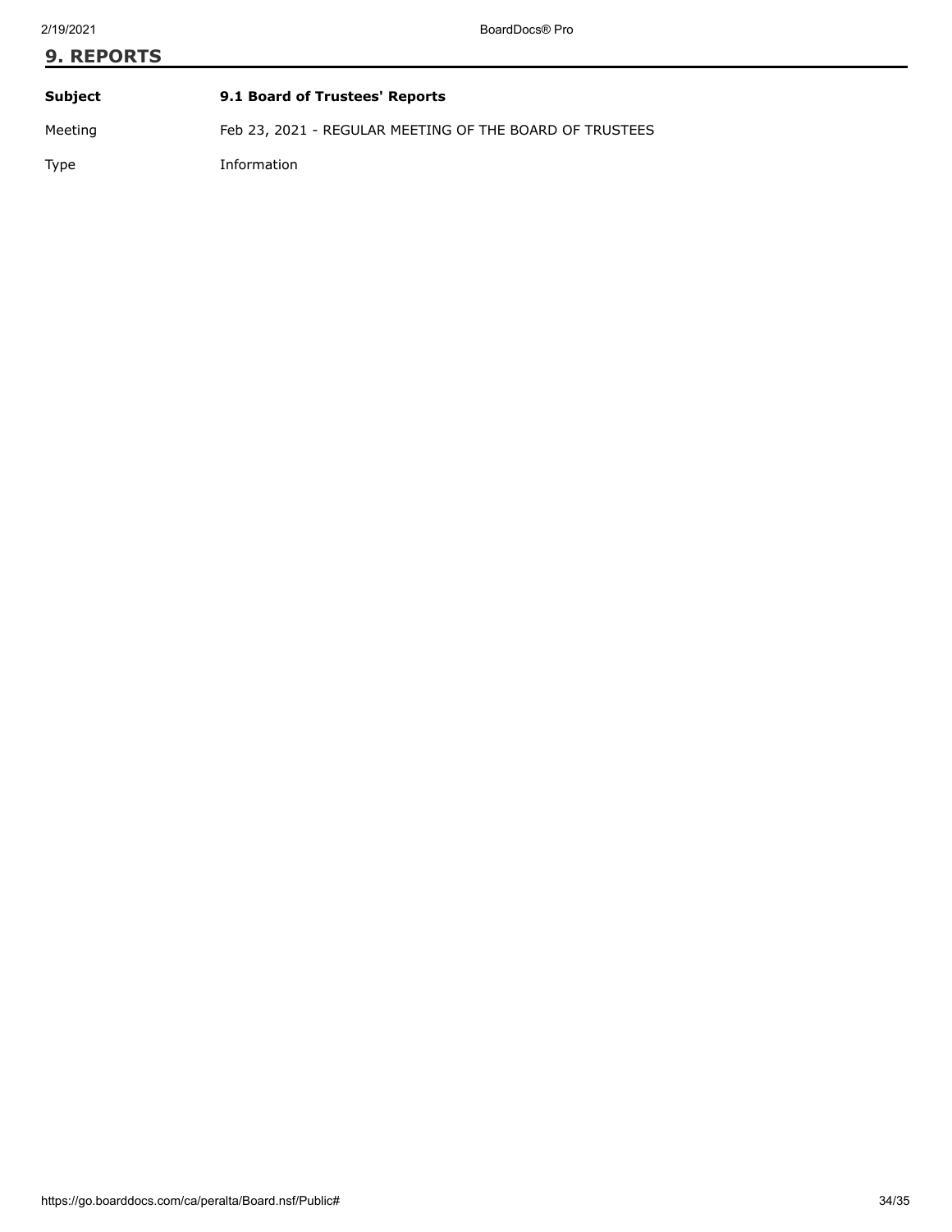## 9. REPORTS

| | |
|---|---|
| **Subject** | **9.1 Board of Trustees' Reports** |
| Meeting | Feb 23, 2021 - REGULAR MEETING OF THE BOARD OF TRUSTEES |
| Type | Information |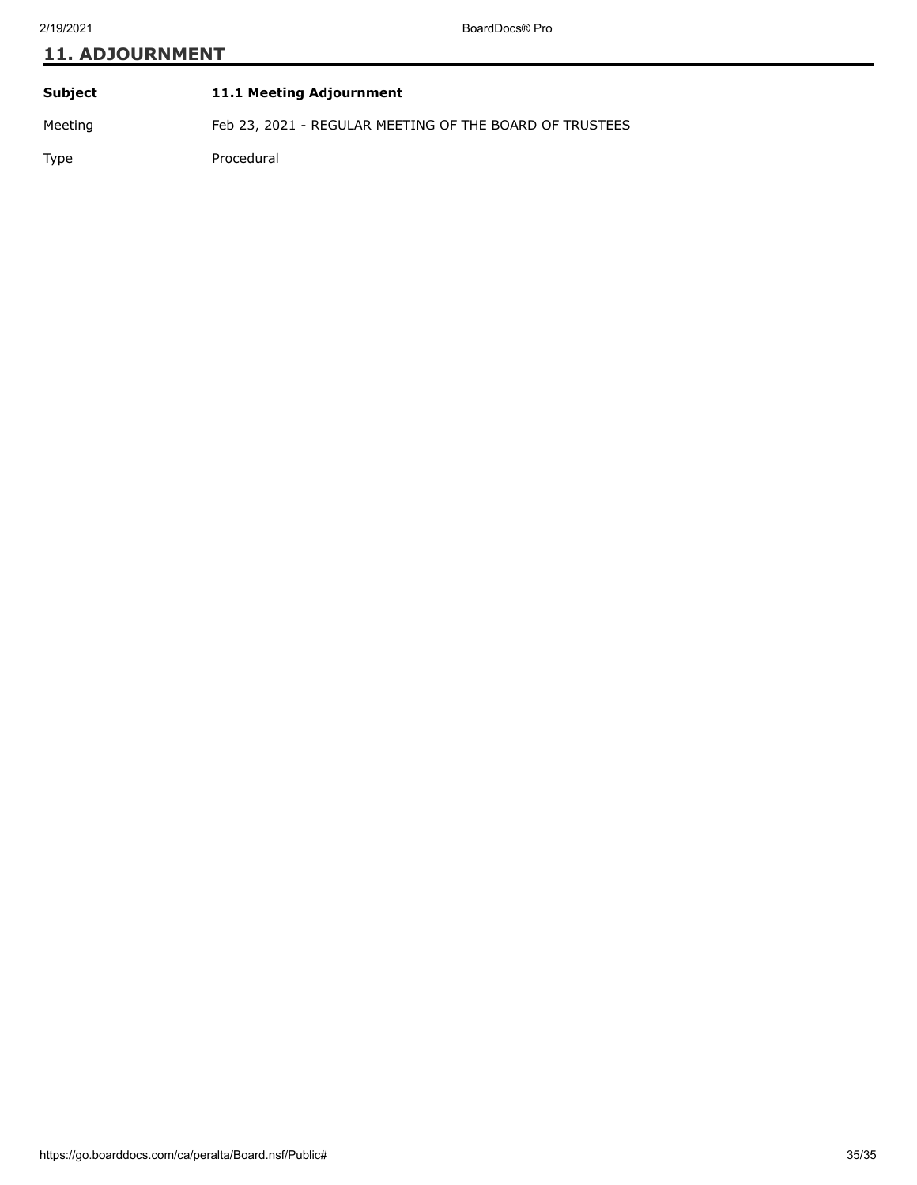## 11. ADJOURNMENT

| | |
|---|---|
| **Subject** | **11.1 Meeting Adjournment** |
| Meeting | Feb 23, 2021 - REGULAR MEETING OF THE BOARD OF TRUSTEES |
| Type | Procedural |